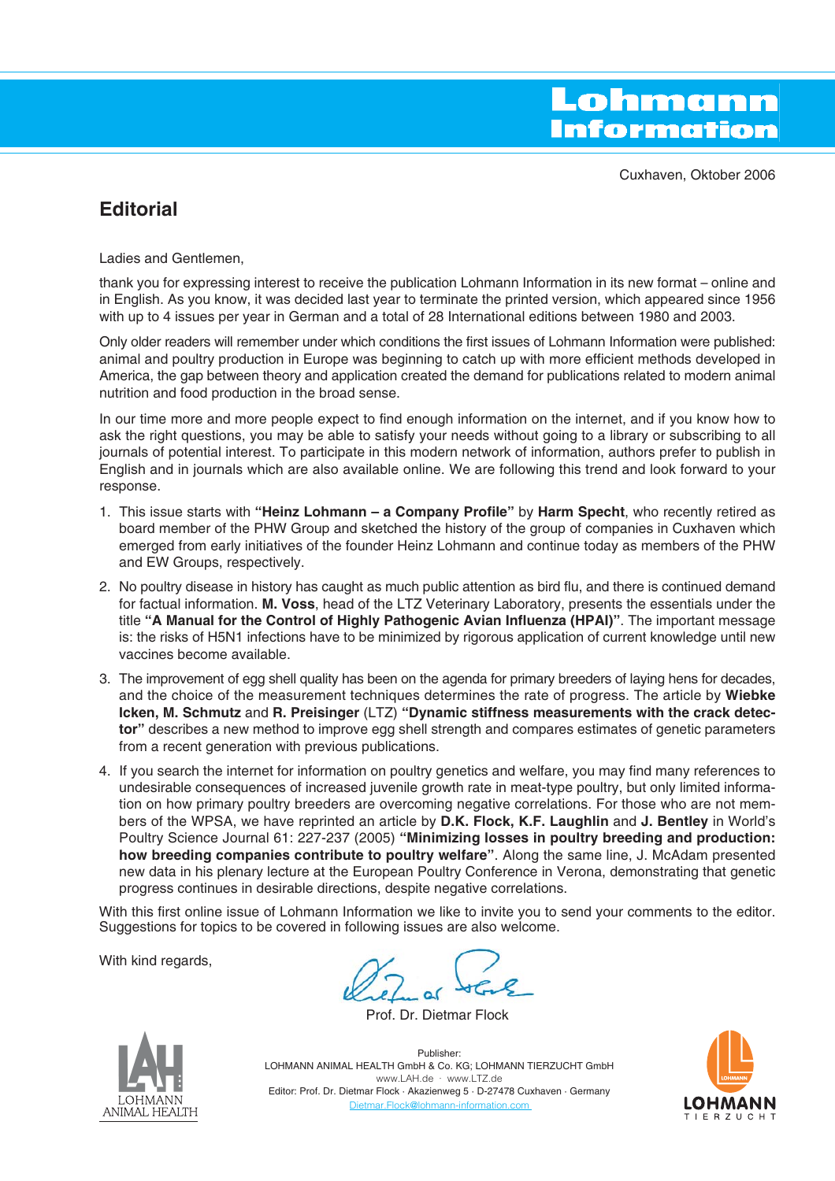# Lohmann Information

Cuxhaven, Oktober 2006

## Editorial

Ladies and Gentlemen,

thank you for expressing interest to receive the publication Lohmann Information in its new format – online and in English. As you know, it was decided last year to terminate the printed version, which appeared since 1956 with up to 4 issues per year in German and a total of 28 International editions between 1980 and 2003.

Only older readers will remember under which conditions the first issues of Lohmann Information were published: animal and poultry production in Europe was beginning to catch up with more efficient methods developed in America, the gap between theory and application created the demand for publications related to modern animal nutrition and food production in the broad sense.

In our time more and more people expect to find enough information on the internet, and if you know how to ask the right questions, you may be able to satisfy your needs without going to a library or subscribing to all journals of potential interest. To participate in this modern network of information, authors prefer to publish in English and in journals which are also available online. We are following this trend and look forward to your response.

1. This issue starts with **"Heinz Lohmann – a Company Profile"** by **Harm Specht**, who recently retired as board member of the PHW Group and sketched the history of the group of companies in Cuxhaven which emerged from early initiatives of the founder Heinz Lohmann and continue today as members of the PHW and EW Groups, respectively.
2. No poultry disease in history has caught as much public attention as bird flu, and there is continued demand for factual information. **M. Voss**, head of the LTZ Veterinary Laboratory, presents the essentials under the title **"A Manual for the Control of Highly Pathogenic Avian Influenza (HPAI)"**. The important message is: the risks of H5N1 infections have to be minimized by rigorous application of current knowledge until new vaccines become available.
3. The improvement of egg shell quality has been on the agenda for primary breeders of laying hens for decades, and the choice of the measurement techniques determines the rate of progress. The article by **Wiebke Icken, M. Schmutz** and **R. Preisinger** (LTZ) **"Dynamic stiffness measurements with the crack detector"** describes a new method to improve egg shell strength and compares estimates of genetic parameters from a recent generation with previous publications.
4. If you search the internet for information on poultry genetics and welfare, you may find many references to undesirable consequences of increased juvenile growth rate in meat-type poultry, but only limited information on how primary poultry breeders are overcoming negative correlations. For those who are not members of the WPSA, we have reprinted an article by **D.K. Flock, K.F. Laughlin** and **J. Bentley** in World's Poultry Science Journal 61: 227-237 (2005) **"Minimizing losses in poultry breeding and production: how breeding companies contribute to poultry welfare"**. Along the same line, J. McAdam presented new data in his plenary lecture at the European Poultry Conference in Verona, demonstrating that genetic progress continues in desirable directions, despite negative correlations.

With this first online issue of Lohmann Information we like to invite you to send your comments to the editor. Suggestions for topics to be covered in following issues are also welcome.

With kind regards,

Prof. Dr. Dietmar Flock

LAH LOHMANN ANIMAL HEALTH

Publisher:
LOHMANN ANIMAL HEALTH GmbH & Co. KG; LOHMANN TIERZUCHT GmbH
www.LAH.de · www.LTZ.de
Editor: Prof. Dr. Dietmar Flock · Akazienweg 5 · D-27478 Cuxhaven · Germany
Dietmar.Flock@lohmann-information.com

LOHMANN TIERZUCHT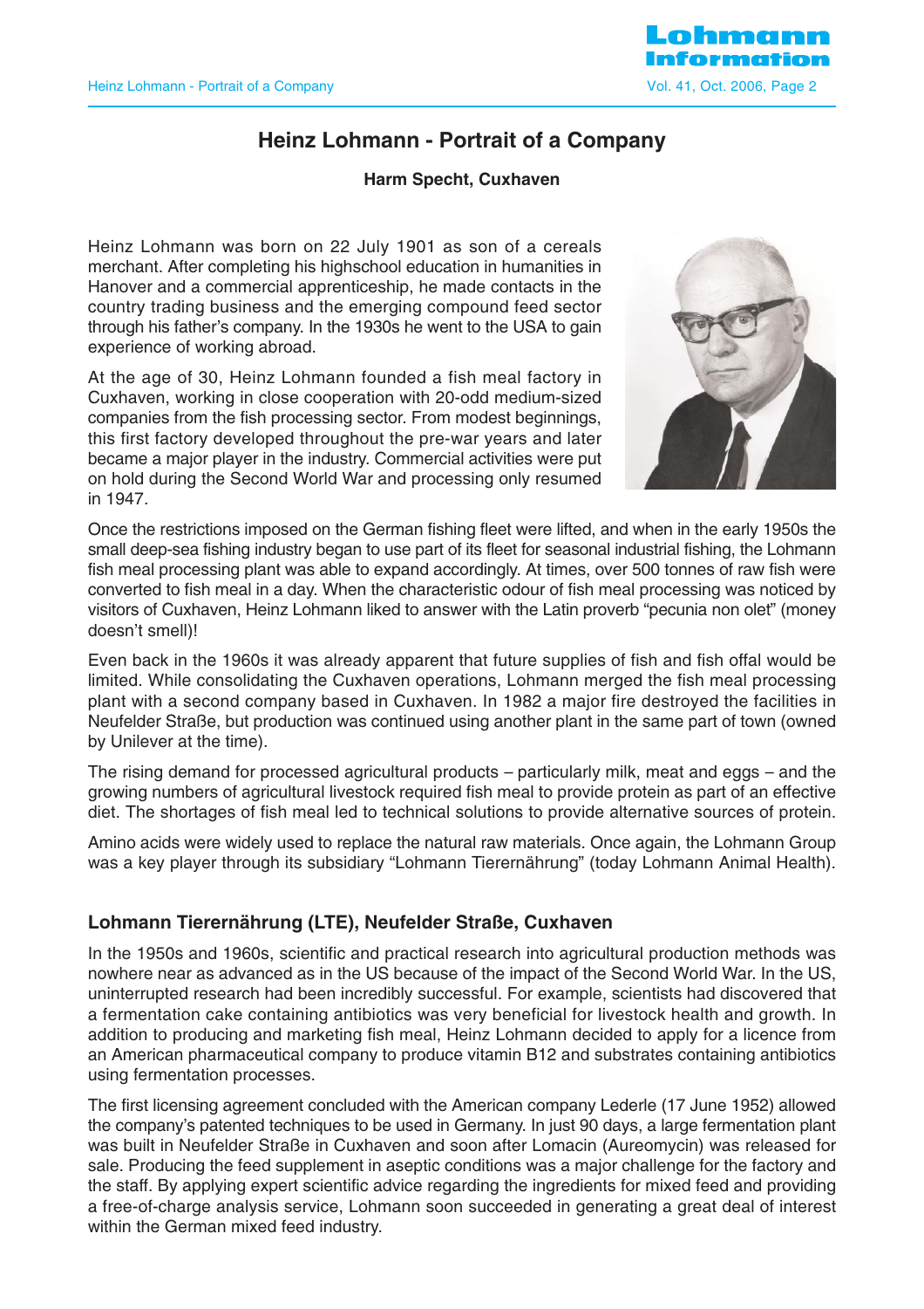# Heinz Lohmann - Portrait of a Company

**Harm Specht, Cuxhaven**

Heinz Lohmann was born on 22 July 1901 as son of a cereals merchant. After completing his highschool education in humanities in Hanover and a commercial apprenticeship, he made contacts in the country trading business and the emerging compound feed sector through his father's company. In the 1930s he went to the USA to gain experience of working abroad.

At the age of 30, Heinz Lohmann founded a fish meal factory in Cuxhaven, working in close cooperation with 20-odd medium-sized companies from the fish processing sector. From modest beginnings, this first factory developed throughout the pre-war years and later became a major player in the industry. Commercial activities were put on hold during the Second World War and processing only resumed in 1947.

Once the restrictions imposed on the German fishing fleet were lifted, and when in the early 1950s the small deep-sea fishing industry began to use part of its fleet for seasonal industrial fishing, the Lohmann fish meal processing plant was able to expand accordingly. At times, over 500 tonnes of raw fish were converted to fish meal in a day. When the characteristic odour of fish meal processing was noticed by visitors of Cuxhaven, Heinz Lohmann liked to answer with the Latin proverb "pecunia non olet" (money doesn't smell)!

Even back in the 1960s it was already apparent that future supplies of fish and fish offal would be limited. While consolidating the Cuxhaven operations, Lohmann merged the fish meal processing plant with a second company based in Cuxhaven. In 1982 a major fire destroyed the facilities in Neufelder Straße, but production was continued using another plant in the same part of town (owned by Unilever at the time).

The rising demand for processed agricultural products – particularly milk, meat and eggs – and the growing numbers of agricultural livestock required fish meal to provide protein as part of an effective diet. The shortages of fish meal led to technical solutions to provide alternative sources of protein.

Amino acids were widely used to replace the natural raw materials. Once again, the Lohmann Group was a key player through its subsidiary "Lohmann Tierernährung" (today Lohmann Animal Health).

## Lohmann Tierernährung (LTE), Neufelder Straße, Cuxhaven

In the 1950s and 1960s, scientific and practical research into agricultural production methods was nowhere near as advanced as in the US because of the impact of the Second World War. In the US, uninterrupted research had been incredibly successful. For example, scientists had discovered that a fermentation cake containing antibiotics was very beneficial for livestock health and growth. In addition to producing and marketing fish meal, Heinz Lohmann decided to apply for a licence from an American pharmaceutical company to produce vitamin B12 and substrates containing antibiotics using fermentation processes.

The first licensing agreement concluded with the American company Lederle (17 June 1952) allowed the company's patented techniques to be used in Germany. In just 90 days, a large fermentation plant was built in Neufelder Straße in Cuxhaven and soon after Lomacin (Aureomycin) was released for sale. Producing the feed supplement in aseptic conditions was a major challenge for the factory and the staff. By applying expert scientific advice regarding the ingredients for mixed feed and providing a free-of-charge analysis service, Lohmann soon succeeded in generating a great deal of interest within the German mixed feed industry.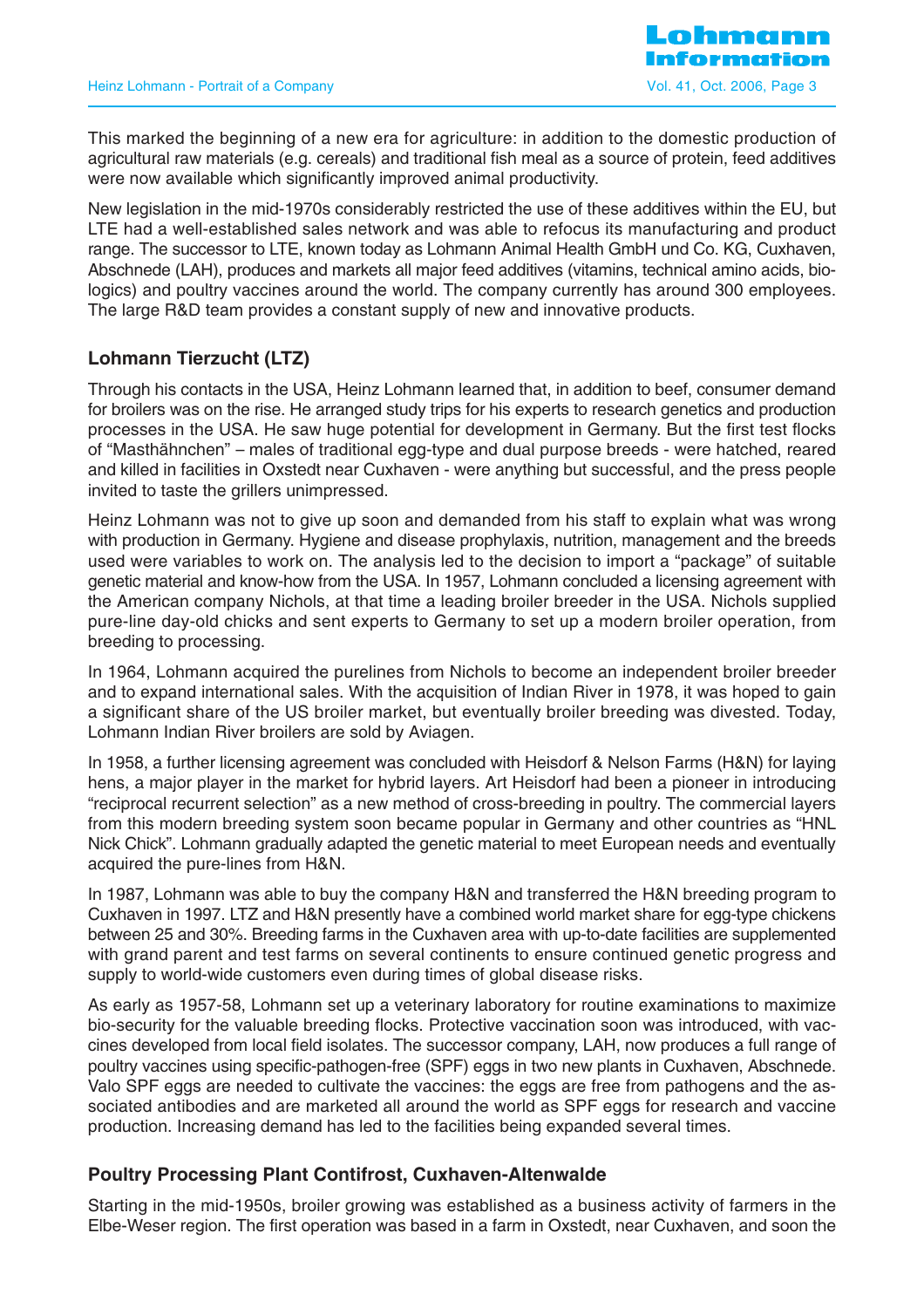This marked the beginning of a new era for agriculture: in addition to the domestic production of agricultural raw materials (e.g. cereals) and traditional fish meal as a source of protein, feed additives were now available which significantly improved animal productivity.

New legislation in the mid-1970s considerably restricted the use of these additives within the EU, but LTE had a well-established sales network and was able to refocus its manufacturing and product range. The successor to LTE, known today as Lohmann Animal Health GmbH und Co. KG, Cuxhaven, Abschnede (LAH), produces and markets all major feed additives (vitamins, technical amino acids, biologics) and poultry vaccines around the world. The company currently has around 300 employees. The large R&D team provides a constant supply of new and innovative products.

## Lohmann Tierzucht (LTZ)

Through his contacts in the USA, Heinz Lohmann learned that, in addition to beef, consumer demand for broilers was on the rise. He arranged study trips for his experts to research genetics and production processes in the USA. He saw huge potential for development in Germany. But the first test flocks of "Masthähnchen" – males of traditional egg-type and dual purpose breeds - were hatched, reared and killed in facilities in Oxstedt near Cuxhaven - were anything but successful, and the press people invited to taste the grillers unimpressed.

Heinz Lohmann was not to give up soon and demanded from his staff to explain what was wrong with production in Germany. Hygiene and disease prophylaxis, nutrition, management and the breeds used were variables to work on. The analysis led to the decision to import a "package" of suitable genetic material and know-how from the USA. In 1957, Lohmann concluded a licensing agreement with the American company Nichols, at that time a leading broiler breeder in the USA. Nichols supplied pure-line day-old chicks and sent experts to Germany to set up a modern broiler operation, from breeding to processing.

In 1964, Lohmann acquired the purelines from Nichols to become an independent broiler breeder and to expand international sales. With the acquisition of Indian River in 1978, it was hoped to gain a significant share of the US broiler market, but eventually broiler breeding was divested. Today, Lohmann Indian River broilers are sold by Aviagen.

In 1958, a further licensing agreement was concluded with Heisdorf & Nelson Farms (H&N) for laying hens, a major player in the market for hybrid layers. Art Heisdorf had been a pioneer in introducing "reciprocal recurrent selection" as a new method of cross-breeding in poultry. The commercial layers from this modern breeding system soon became popular in Germany and other countries as "HNL Nick Chick". Lohmann gradually adapted the genetic material to meet European needs and eventually acquired the pure-lines from H&N.

In 1987, Lohmann was able to buy the company H&N and transferred the H&N breeding program to Cuxhaven in 1997. LTZ and H&N presently have a combined world market share for egg-type chickens between 25 and 30%. Breeding farms in the Cuxhaven area with up-to-date facilities are supplemented with grand parent and test farms on several continents to ensure continued genetic progress and supply to world-wide customers even during times of global disease risks.

As early as 1957-58, Lohmann set up a veterinary laboratory for routine examinations to maximize bio-security for the valuable breeding flocks. Protective vaccination soon was introduced, with vaccines developed from local field isolates. The successor company, LAH, now produces a full range of poultry vaccines using specific-pathogen-free (SPF) eggs in two new plants in Cuxhaven, Abschnede. Valo SPF eggs are needed to cultivate the vaccines: the eggs are free from pathogens and the associated antibodies and are marketed all around the world as SPF eggs for research and vaccine production. Increasing demand has led to the facilities being expanded several times.

## Poultry Processing Plant Contifrost, Cuxhaven-Altenwalde

Starting in the mid-1950s, broiler growing was established as a business activity of farmers in the Elbe-Weser region. The first operation was based in a farm in Oxstedt, near Cuxhaven, and soon the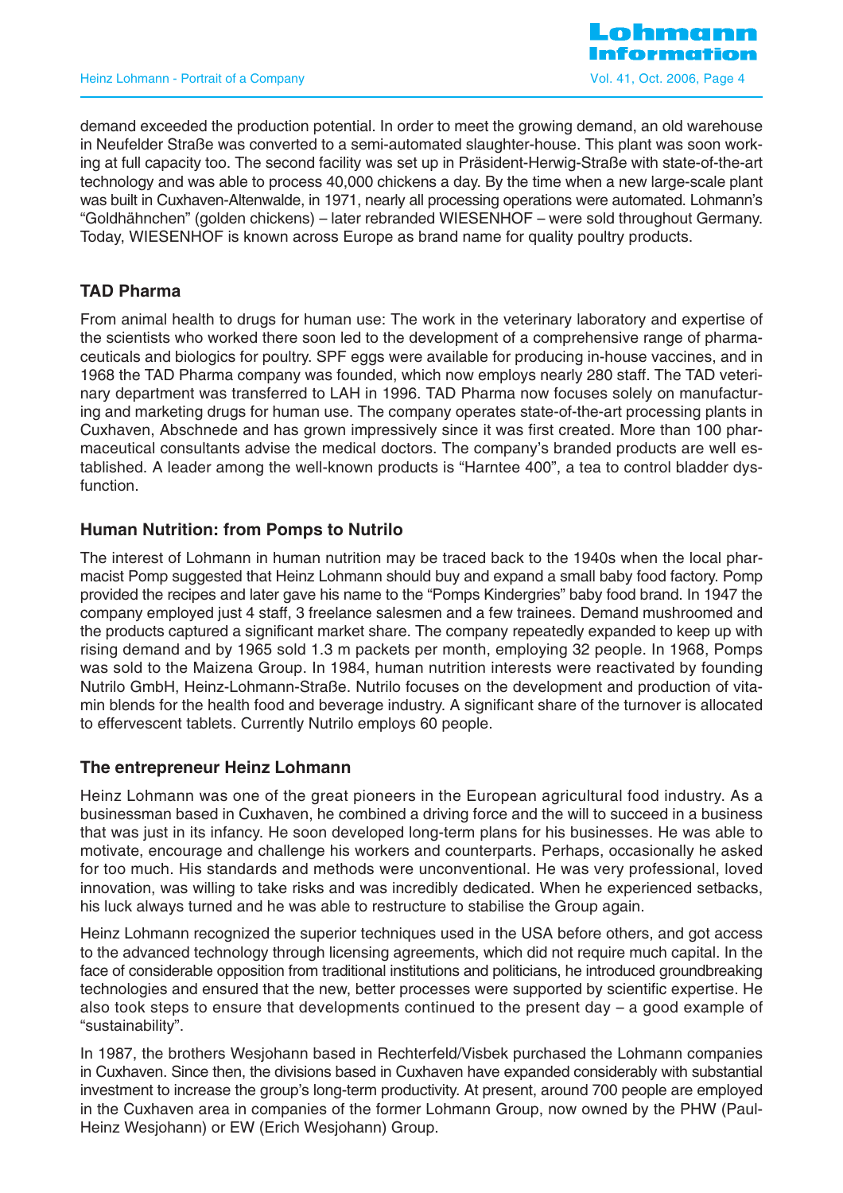demand exceeded the production potential. In order to meet the growing demand, an old warehouse in Neufelder Straße was converted to a semi-automated slaughter-house. This plant was soon working at full capacity too. The second facility was set up in Präsident-Herwig-Straße with state-of-the-art technology and was able to process 40,000 chickens a day. By the time when a new large-scale plant was built in Cuxhaven-Altenwalde, in 1971, nearly all processing operations were automated. Lohmann's "Goldhähnchen" (golden chickens) – later rebranded WIESENHOF – were sold throughout Germany. Today, WIESENHOF is known across Europe as brand name for quality poultry products.

## TAD Pharma

From animal health to drugs for human use: The work in the veterinary laboratory and expertise of the scientists who worked there soon led to the development of a comprehensive range of pharmaceuticals and biologics for poultry. SPF eggs were available for producing in-house vaccines, and in 1968 the TAD Pharma company was founded, which now employs nearly 280 staff. The TAD veterinary department was transferred to LAH in 1996. TAD Pharma now focuses solely on manufacturing and marketing drugs for human use. The company operates state-of-the-art processing plants in Cuxhaven, Abschnede and has grown impressively since it was first created. More than 100 pharmaceutical consultants advise the medical doctors. The company's branded products are well established. A leader among the well-known products is "Harntee 400", a tea to control bladder dysfunction.

## Human Nutrition: from Pomps to Nutrilo

The interest of Lohmann in human nutrition may be traced back to the 1940s when the local pharmacist Pomp suggested that Heinz Lohmann should buy and expand a small baby food factory. Pomp provided the recipes and later gave his name to the "Pomps Kindergries" baby food brand. In 1947 the company employed just 4 staff, 3 freelance salesmen and a few trainees. Demand mushroomed and the products captured a significant market share. The company repeatedly expanded to keep up with rising demand and by 1965 sold 1.3 m packets per month, employing 32 people. In 1968, Pomps was sold to the Maizena Group. In 1984, human nutrition interests were reactivated by founding Nutrilo GmbH, Heinz-Lohmann-Straße. Nutrilo focuses on the development and production of vitamin blends for the health food and beverage industry. A significant share of the turnover is allocated to effervescent tablets. Currently Nutrilo employs 60 people.

## The entrepreneur Heinz Lohmann

Heinz Lohmann was one of the great pioneers in the European agricultural food industry. As a businessman based in Cuxhaven, he combined a driving force and the will to succeed in a business that was just in its infancy. He soon developed long-term plans for his businesses. He was able to motivate, encourage and challenge his workers and counterparts. Perhaps, occasionally he asked for too much. His standards and methods were unconventional. He was very professional, loved innovation, was willing to take risks and was incredibly dedicated. When he experienced setbacks, his luck always turned and he was able to restructure to stabilise the Group again.

Heinz Lohmann recognized the superior techniques used in the USA before others, and got access to the advanced technology through licensing agreements, which did not require much capital. In the face of considerable opposition from traditional institutions and politicians, he introduced groundbreaking technologies and ensured that the new, better processes were supported by scientific expertise. He also took steps to ensure that developments continued to the present day – a good example of "sustainability".

In 1987, the brothers Wesjohann based in Rechterfeld/Visbek purchased the Lohmann companies in Cuxhaven. Since then, the divisions based in Cuxhaven have expanded considerably with substantial investment to increase the group's long-term productivity. At present, around 700 people are employed in the Cuxhaven area in companies of the former Lohmann Group, now owned by the PHW (Paul-Heinz Wesjohann) or EW (Erich Wesjohann) Group.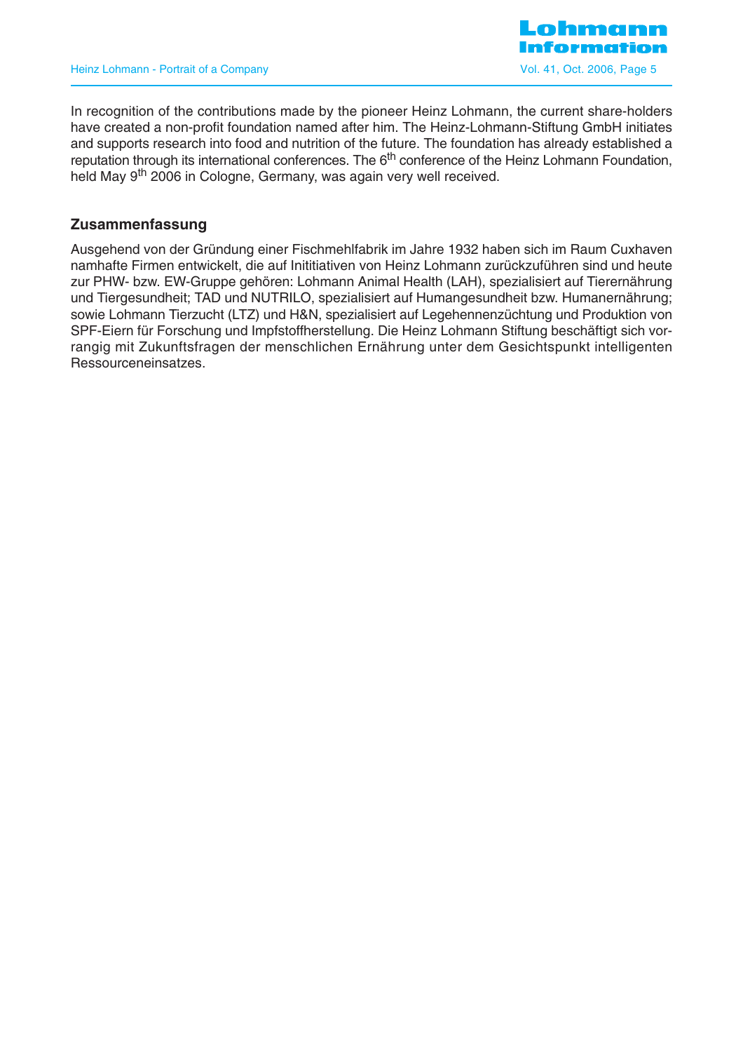In recognition of the contributions made by the pioneer Heinz Lohmann, the current share-holders have created a non-profit foundation named after him. The Heinz-Lohmann-Stiftung GmbH initiates and supports research into food and nutrition of the future. The foundation has already established a reputation through its international conferences. The 6$^{th}$ conference of the Heinz Lohmann Foundation, held May 9$^{th}$ 2006 in Cologne, Germany, was again very well received.

## Zusammenfassung

Ausgehend von der Gründung einer Fischmehlfabrik im Jahre 1932 haben sich im Raum Cuxhaven namhafte Firmen entwickelt, die auf Inititiativen von Heinz Lohmann zurückzuführen sind und heute zur PHW- bzw. EW-Gruppe gehören: Lohmann Animal Health (LAH), spezialisiert auf Tierernährung und Tiergesundheit; TAD und NUTRILO, spezialisiert auf Humangesundheit bzw. Humanernährung; sowie Lohmann Tierzucht (LTZ) und H&N, spezialisiert auf Legehennenzüchtung und Produktion von SPF-Eiern für Forschung und Impfstoffherstellung. Die Heinz Lohmann Stiftung beschäftigt sich vorrangig mit Zukunftsfragen der menschlichen Ernährung unter dem Gesichtspunkt intelligenten Ressourceneinsatzes.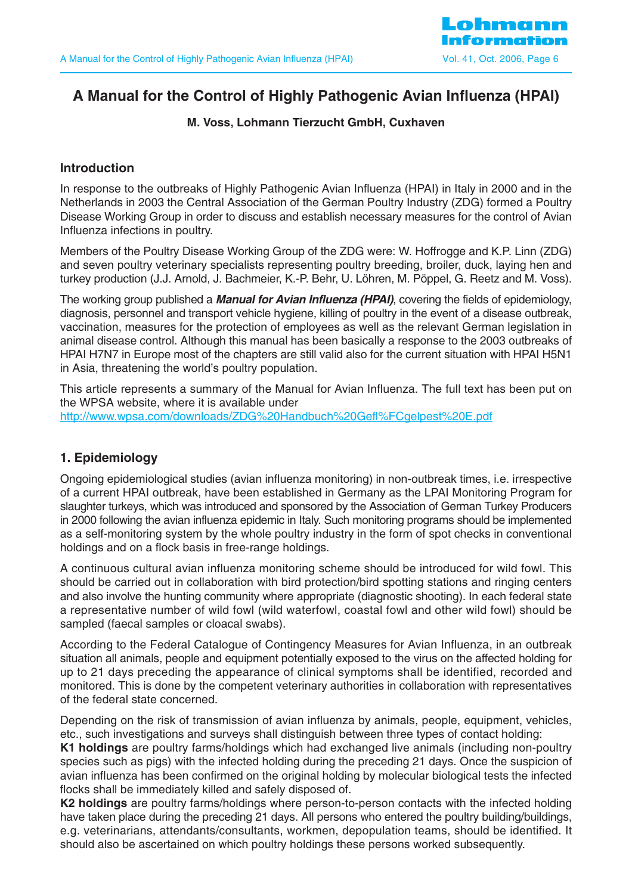# A Manual for the Control of Highly Pathogenic Avian Influenza (HPAI)

**M. Voss, Lohmann Tierzucht GmbH, Cuxhaven**

## Introduction

In response to the outbreaks of Highly Pathogenic Avian Influenza (HPAI) in Italy in 2000 and in the Netherlands in 2003 the Central Association of the German Poultry Industry (ZDG) formed a Poultry Disease Working Group in order to discuss and establish necessary measures for the control of Avian Influenza infections in poultry.

Members of the Poultry Disease Working Group of the ZDG were: W. Hoffrogge and K.P. Linn (ZDG) and seven poultry veterinary specialists representing poultry breeding, broiler, duck, laying hen and turkey production (J.J. Arnold, J. Bachmeier, K.-P. Behr, U. Löhren, M. Pöppel, G. Reetz and M. Voss).

The working group published a ***Manual for Avian Influenza (HPAI)***, covering the fields of epidemiology, diagnosis, personnel and transport vehicle hygiene, killing of poultry in the event of a disease outbreak, vaccination, measures for the protection of employees as well as the relevant German legislation in animal disease control. Although this manual has been basically a response to the 2003 outbreaks of HPAI H7N7 in Europe most of the chapters are still valid also for the current situation with HPAI H5N1 in Asia, threatening the world's poultry population.

This article represents a summary of the Manual for Avian Influenza. The full text has been put on the WPSA website, where it is available under
http://www.wpsa.com/downloads/ZDG%20Handbuch%20Gefl%FCgelpest%20E.pdf

## 1. Epidemiology

Ongoing epidemiological studies (avian influenza monitoring) in non-outbreak times, i.e. irrespective of a current HPAI outbreak, have been established in Germany as the LPAI Monitoring Program for slaughter turkeys, which was introduced and sponsored by the Association of German Turkey Producers in 2000 following the avian influenza epidemic in Italy. Such monitoring programs should be implemented as a self-monitoring system by the whole poultry industry in the form of spot checks in conventional holdings and on a flock basis in free-range holdings.

A continuous cultural avian influenza monitoring scheme should be introduced for wild fowl. This should be carried out in collaboration with bird protection/bird spotting stations and ringing centers and also involve the hunting community where appropriate (diagnostic shooting). In each federal state a representative number of wild fowl (wild waterfowl, coastal fowl and other wild fowl) should be sampled (faecal samples or cloacal swabs).

According to the Federal Catalogue of Contingency Measures for Avian Influenza, in an outbreak situation all animals, people and equipment potentially exposed to the virus on the affected holding for up to 21 days preceding the appearance of clinical symptoms shall be identified, recorded and monitored. This is done by the competent veterinary authorities in collaboration with representatives of the federal state concerned.

Depending on the risk of transmission of avian influenza by animals, people, equipment, vehicles, etc., such investigations and surveys shall distinguish between three types of contact holding:
**K1 holdings** are poultry farms/holdings which had exchanged live animals (including non-poultry species such as pigs) with the infected holding during the preceding 21 days. Once the suspicion of avian influenza has been confirmed on the original holding by molecular biological tests the infected flocks shall be immediately killed and safely disposed of.
**K2 holdings** are poultry farms/holdings where person-to-person contacts with the infected holding have taken place during the preceding 21 days. All persons who entered the poultry building/buildings, e.g. veterinarians, attendants/consultants, workmen, depopulation teams, should be identified. It should also be ascertained on which poultry holdings these persons worked subsequently.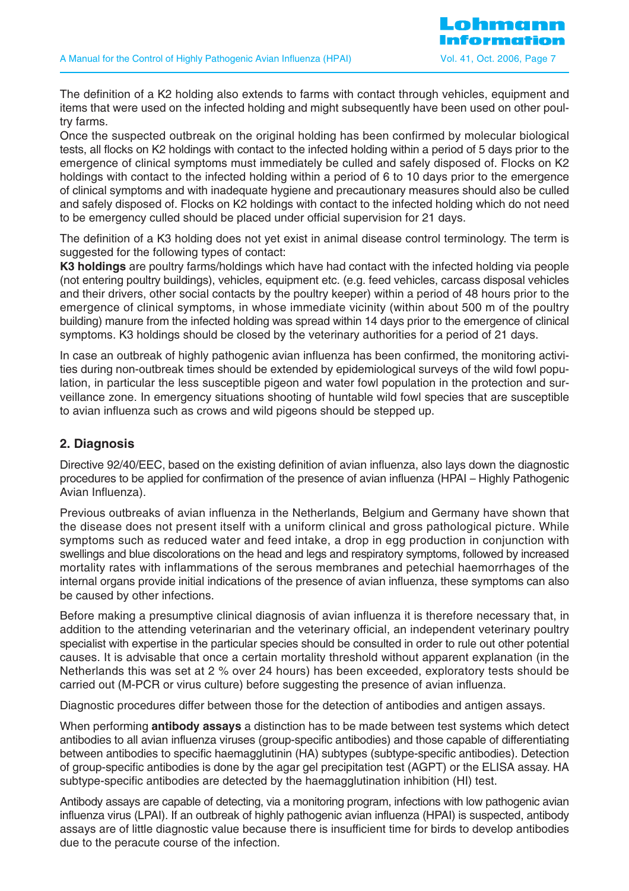The definition of a K2 holding also extends to farms with contact through vehicles, equipment and items that were used on the infected holding and might subsequently have been used on other poultry farms.

Once the suspected outbreak on the original holding has been confirmed by molecular biological tests, all flocks on K2 holdings with contact to the infected holding within a period of 5 days prior to the emergence of clinical symptoms must immediately be culled and safely disposed of. Flocks on K2 holdings with contact to the infected holding within a period of 6 to 10 days prior to the emergence of clinical symptoms and with inadequate hygiene and precautionary measures should also be culled and safely disposed of. Flocks on K2 holdings with contact to the infected holding which do not need to be emergency culled should be placed under official supervision for 21 days.

The definition of a K3 holding does not yet exist in animal disease control terminology. The term is suggested for the following types of contact:

**K3 holdings** are poultry farms/holdings which have had contact with the infected holding via people (not entering poultry buildings), vehicles, equipment etc. (e.g. feed vehicles, carcass disposal vehicles and their drivers, other social contacts by the poultry keeper) within a period of 48 hours prior to the emergence of clinical symptoms, in whose immediate vicinity (within about 500 m of the poultry building) manure from the infected holding was spread within 14 days prior to the emergence of clinical symptoms. K3 holdings should be closed by the veterinary authorities for a period of 21 days.

In case an outbreak of highly pathogenic avian influenza has been confirmed, the monitoring activities during non-outbreak times should be extended by epidemiological surveys of the wild fowl population, in particular the less susceptible pigeon and water fowl population in the protection and surveillance zone. In emergency situations shooting of huntable wild fowl species that are susceptible to avian influenza such as crows and wild pigeons should be stepped up.

## 2. Diagnosis

Directive 92/40/EEC, based on the existing definition of avian influenza, also lays down the diagnostic procedures to be applied for confirmation of the presence of avian influenza (HPAI – Highly Pathogenic Avian Influenza).

Previous outbreaks of avian influenza in the Netherlands, Belgium and Germany have shown that the disease does not present itself with a uniform clinical and gross pathological picture. While symptoms such as reduced water and feed intake, a drop in egg production in conjunction with swellings and blue discolorations on the head and legs and respiratory symptoms, followed by increased mortality rates with inflammations of the serous membranes and petechial haemorrhages of the internal organs provide initial indications of the presence of avian influenza, these symptoms can also be caused by other infections.

Before making a presumptive clinical diagnosis of avian influenza it is therefore necessary that, in addition to the attending veterinarian and the veterinary official, an independent veterinary poultry specialist with expertise in the particular species should be consulted in order to rule out other potential causes. It is advisable that once a certain mortality threshold without apparent explanation (in the Netherlands this was set at 2 % over 24 hours) has been exceeded, exploratory tests should be carried out (M-PCR or virus culture) before suggesting the presence of avian influenza.

Diagnostic procedures differ between those for the detection of antibodies and antigen assays.

When performing **antibody assays** a distinction has to be made between test systems which detect antibodies to all avian influenza viruses (group-specific antibodies) and those capable of differentiating between antibodies to specific haemagglutinin (HA) subtypes (subtype-specific antibodies). Detection of group-specific antibodies is done by the agar gel precipitation test (AGPT) or the ELISA assay. HA subtype-specific antibodies are detected by the haemagglutination inhibition (HI) test.

Antibody assays are capable of detecting, via a monitoring program, infections with low pathogenic avian influenza virus (LPAI). If an outbreak of highly pathogenic avian influenza (HPAI) is suspected, antibody assays are of little diagnostic value because there is insufficient time for birds to develop antibodies due to the peracute course of the infection.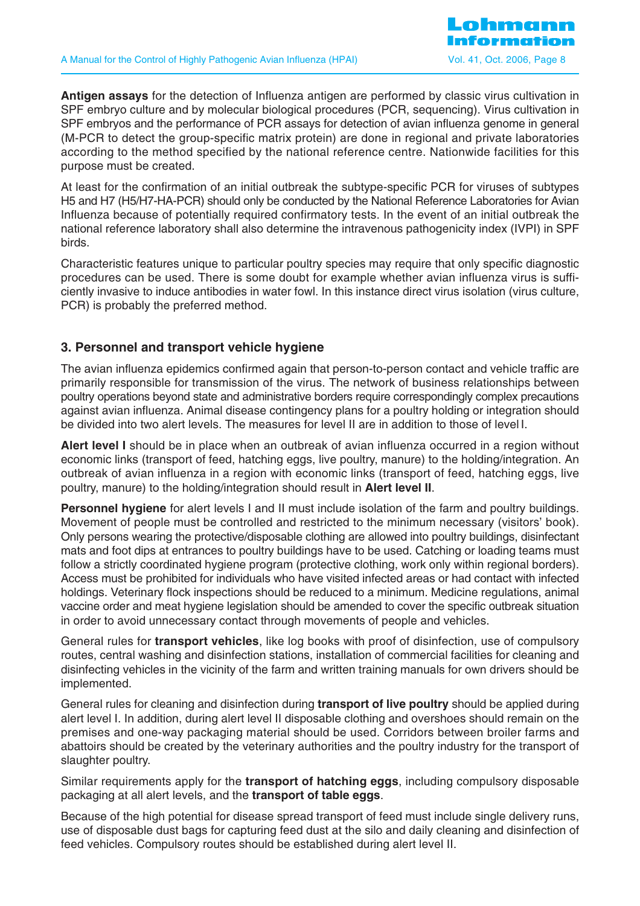**Antigen assays** for the detection of Influenza antigen are performed by classic virus cultivation in SPF embryo culture and by molecular biological procedures (PCR, sequencing). Virus cultivation in SPF embryos and the performance of PCR assays for detection of avian influenza genome in general (M-PCR to detect the group-specific matrix protein) are done in regional and private laboratories according to the method specified by the national reference centre. Nationwide facilities for this purpose must be created.

At least for the confirmation of an initial outbreak the subtype-specific PCR for viruses of subtypes H5 and H7 (H5/H7-HA-PCR) should only be conducted by the National Reference Laboratories for Avian Influenza because of potentially required confirmatory tests. In the event of an initial outbreak the national reference laboratory shall also determine the intravenous pathogenicity index (IVPI) in SPF birds.

Characteristic features unique to particular poultry species may require that only specific diagnostic procedures can be used. There is some doubt for example whether avian influenza virus is sufficiently invasive to induce antibodies in water fowl. In this instance direct virus isolation (virus culture, PCR) is probably the preferred method.

## 3. Personnel and transport vehicle hygiene

The avian influenza epidemics confirmed again that person-to-person contact and vehicle traffic are primarily responsible for transmission of the virus. The network of business relationships between poultry operations beyond state and administrative borders require correspondingly complex precautions against avian influenza. Animal disease contingency plans for a poultry holding or integration should be divided into two alert levels. The measures for level II are in addition to those of level I.

**Alert level I** should be in place when an outbreak of avian influenza occurred in a region without economic links (transport of feed, hatching eggs, live poultry, manure) to the holding/integration. An outbreak of avian influenza in a region with economic links (transport of feed, hatching eggs, live poultry, manure) to the holding/integration should result in **Alert level II**.

**Personnel hygiene** for alert levels I and II must include isolation of the farm and poultry buildings. Movement of people must be controlled and restricted to the minimum necessary (visitors' book). Only persons wearing the protective/disposable clothing are allowed into poultry buildings, disinfectant mats and foot dips at entrances to poultry buildings have to be used. Catching or loading teams must follow a strictly coordinated hygiene program (protective clothing, work only within regional borders). Access must be prohibited for individuals who have visited infected areas or had contact with infected holdings. Veterinary flock inspections should be reduced to a minimum. Medicine regulations, animal vaccine order and meat hygiene legislation should be amended to cover the specific outbreak situation in order to avoid unnecessary contact through movements of people and vehicles.

General rules for **transport vehicles**, like log books with proof of disinfection, use of compulsory routes, central washing and disinfection stations, installation of commercial facilities for cleaning and disinfecting vehicles in the vicinity of the farm and written training manuals for own drivers should be implemented.

General rules for cleaning and disinfection during **transport of live poultry** should be applied during alert level I. In addition, during alert level II disposable clothing and overshoes should remain on the premises and one-way packaging material should be used. Corridors between broiler farms and abattoirs should be created by the veterinary authorities and the poultry industry for the transport of slaughter poultry.

Similar requirements apply for the **transport of hatching eggs**, including compulsory disposable packaging at all alert levels, and the **transport of table eggs**.

Because of the high potential for disease spread transport of feed must include single delivery runs, use of disposable dust bags for capturing feed dust at the silo and daily cleaning and disinfection of feed vehicles. Compulsory routes should be established during alert level II.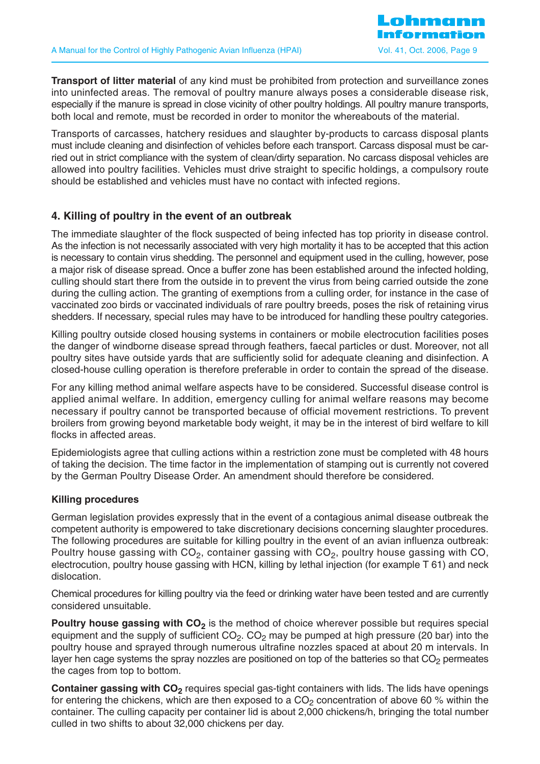**Transport of litter material** of any kind must be prohibited from protection and surveillance zones into uninfected areas. The removal of poultry manure always poses a considerable disease risk, especially if the manure is spread in close vicinity of other poultry holdings. All poultry manure transports, both local and remote, must be recorded in order to monitor the whereabouts of the material.

Transports of carcasses, hatchery residues and slaughter by-products to carcass disposal plants must include cleaning and disinfection of vehicles before each transport. Carcass disposal must be carried out in strict compliance with the system of clean/dirty separation. No carcass disposal vehicles are allowed into poultry facilities. Vehicles must drive straight to specific holdings, a compulsory route should be established and vehicles must have no contact with infected regions.

## 4. Killing of poultry in the event of an outbreak

The immediate slaughter of the flock suspected of being infected has top priority in disease control. As the infection is not necessarily associated with very high mortality it has to be accepted that this action is necessary to contain virus shedding. The personnel and equipment used in the culling, however, pose a major risk of disease spread. Once a buffer zone has been established around the infected holding, culling should start there from the outside in to prevent the virus from being carried outside the zone during the culling action. The granting of exemptions from a culling order, for instance in the case of vaccinated zoo birds or vaccinated individuals of rare poultry breeds, poses the risk of retaining virus shedders. If necessary, special rules may have to be introduced for handling these poultry categories.

Killing poultry outside closed housing systems in containers or mobile electrocution facilities poses the danger of windborne disease spread through feathers, faecal particles or dust. Moreover, not all poultry sites have outside yards that are sufficiently solid for adequate cleaning and disinfection. A closed-house culling operation is therefore preferable in order to contain the spread of the disease.

For any killing method animal welfare aspects have to be considered. Successful disease control is applied animal welfare. In addition, emergency culling for animal welfare reasons may become necessary if poultry cannot be transported because of official movement restrictions. To prevent broilers from growing beyond marketable body weight, it may be in the interest of bird welfare to kill flocks in affected areas.

Epidemiologists agree that culling actions within a restriction zone must be completed with 48 hours of taking the decision. The time factor in the implementation of stamping out is currently not covered by the German Poultry Disease Order. An amendment should therefore be considered.

### Killing procedures

German legislation provides expressly that in the event of a contagious animal disease outbreak the competent authority is empowered to take discretionary decisions concerning slaughter procedures. The following procedures are suitable for killing poultry in the event of an avian influenza outbreak: Poultry house gassing with $CO_2$, container gassing with $CO_2$, poultry house gassing with CO, electrocution, poultry house gassing with HCN, killing by lethal injection (for example T 61) and neck dislocation.

Chemical procedures for killing poultry via the feed or drinking water have been tested and are currently considered unsuitable.

**Poultry house gassing with $CO_2$** is the method of choice wherever possible but requires special equipment and the supply of sufficient $CO_2$. $CO_2$ may be pumped at high pressure (20 bar) into the poultry house and sprayed through numerous ultrafine nozzles spaced at about 20 m intervals. In layer hen cage systems the spray nozzles are positioned on top of the batteries so that $CO_2$ permeates the cages from top to bottom.

**Container gassing with $CO_2$** requires special gas-tight containers with lids. The lids have openings for entering the chickens, which are then exposed to a $CO_2$ concentration of above 60 % within the container. The culling capacity per container lid is about 2,000 chickens/h, bringing the total number culled in two shifts to about 32,000 chickens per day.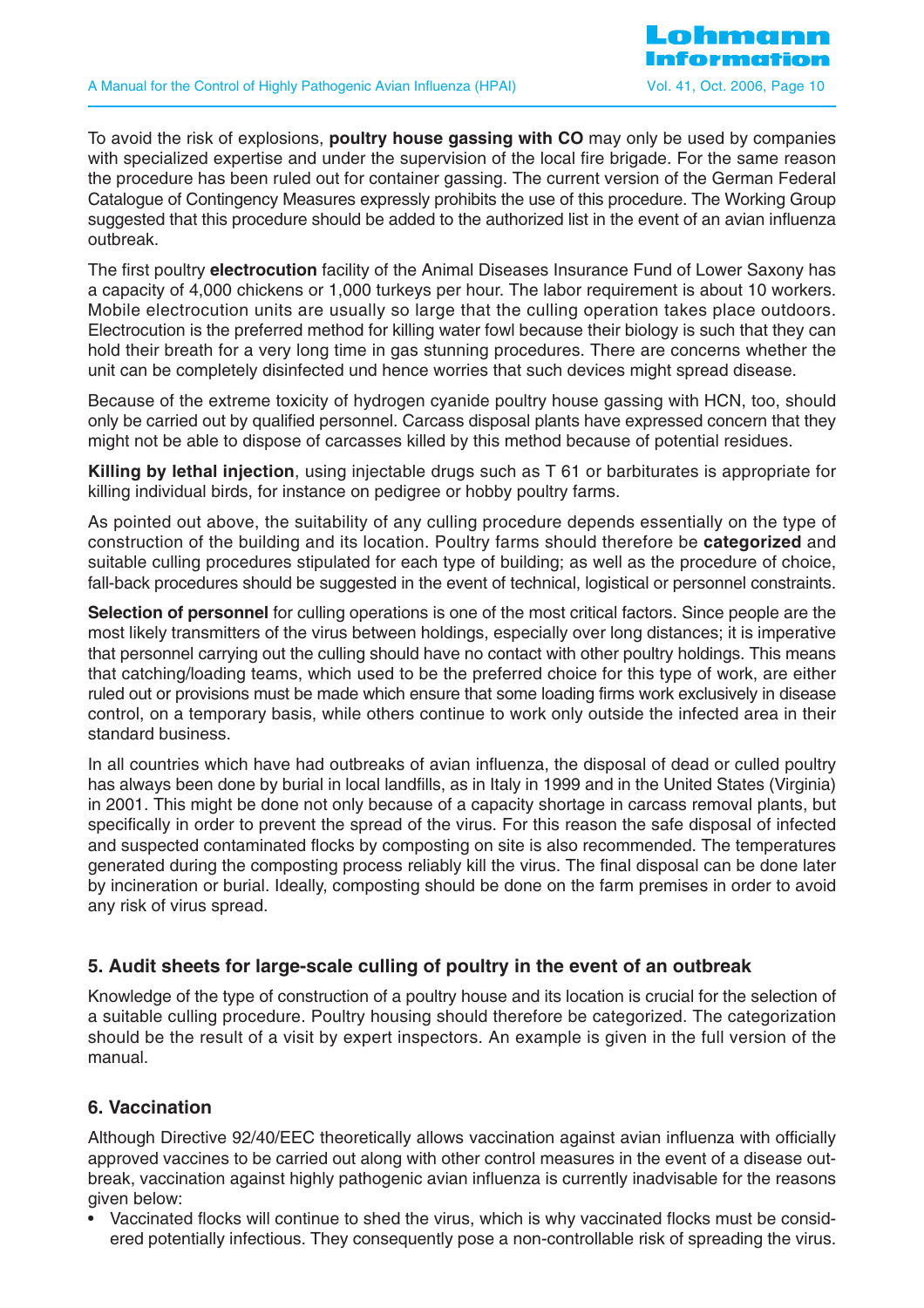To avoid the risk of explosions, **poultry house gassing with CO** may only be used by companies with specialized expertise and under the supervision of the local fire brigade. For the same reason the procedure has been ruled out for container gassing. The current version of the German Federal Catalogue of Contingency Measures expressly prohibits the use of this procedure. The Working Group suggested that this procedure should be added to the authorized list in the event of an avian influenza outbreak.

The first poultry **electrocution** facility of the Animal Diseases Insurance Fund of Lower Saxony has a capacity of 4,000 chickens or 1,000 turkeys per hour. The labor requirement is about 10 workers. Mobile electrocution units are usually so large that the culling operation takes place outdoors. Electrocution is the preferred method for killing water fowl because their biology is such that they can hold their breath for a very long time in gas stunning procedures. There are concerns whether the unit can be completely disinfected und hence worries that such devices might spread disease.

Because of the extreme toxicity of hydrogen cyanide poultry house gassing with HCN, too, should only be carried out by qualified personnel. Carcass disposal plants have expressed concern that they might not be able to dispose of carcasses killed by this method because of potential residues.

**Killing by lethal injection**, using injectable drugs such as T 61 or barbiturates is appropriate for killing individual birds, for instance on pedigree or hobby poultry farms.

As pointed out above, the suitability of any culling procedure depends essentially on the type of construction of the building and its location. Poultry farms should therefore be **categorized** and suitable culling procedures stipulated for each type of building; as well as the procedure of choice, fall-back procedures should be suggested in the event of technical, logistical or personnel constraints.

**Selection of personnel** for culling operations is one of the most critical factors. Since people are the most likely transmitters of the virus between holdings, especially over long distances; it is imperative that personnel carrying out the culling should have no contact with other poultry holdings. This means that catching/loading teams, which used to be the preferred choice for this type of work, are either ruled out or provisions must be made which ensure that some loading firms work exclusively in disease control, on a temporary basis, while others continue to work only outside the infected area in their standard business.

In all countries which have had outbreaks of avian influenza, the disposal of dead or culled poultry has always been done by burial in local landfills, as in Italy in 1999 and in the United States (Virginia) in 2001. This might be done not only because of a capacity shortage in carcass removal plants, but specifically in order to prevent the spread of the virus. For this reason the safe disposal of infected and suspected contaminated flocks by composting on site is also recommended. The temperatures generated during the composting process reliably kill the virus. The final disposal can be done later by incineration or burial. Ideally, composting should be done on the farm premises in order to avoid any risk of virus spread.

## 5. Audit sheets for large-scale culling of poultry in the event of an outbreak

Knowledge of the type of construction of a poultry house and its location is crucial for the selection of a suitable culling procedure. Poultry housing should therefore be categorized. The categorization should be the result of a visit by expert inspectors. An example is given in the full version of the manual.

## 6. Vaccination

Although Directive 92/40/EEC theoretically allows vaccination against avian influenza with officially approved vaccines to be carried out along with other control measures in the event of a disease outbreak, vaccination against highly pathogenic avian influenza is currently inadvisable for the reasons given below:

- Vaccinated flocks will continue to shed the virus, which is why vaccinated flocks must be considered potentially infectious. They consequently pose a non-controllable risk of spreading the virus.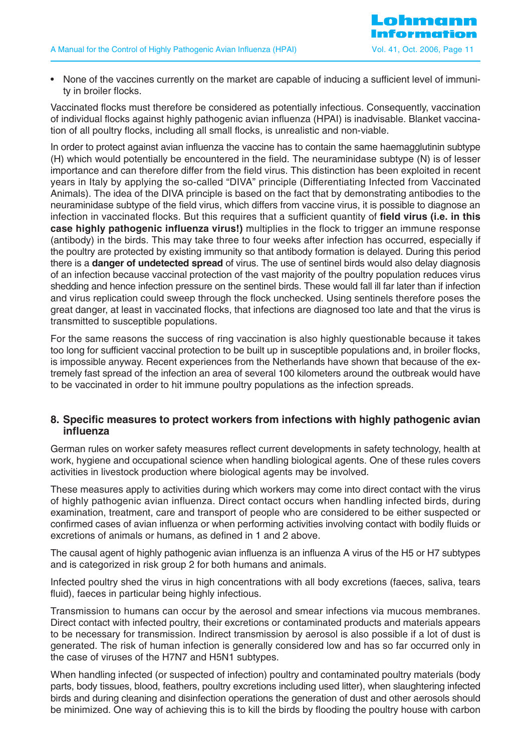- None of the vaccines currently on the market are capable of inducing a sufficient level of immunity in broiler flocks.

Vaccinated flocks must therefore be considered as potentially infectious. Consequently, vaccination of individual flocks against highly pathogenic avian influenza (HPAI) is inadvisable. Blanket vaccination of all poultry flocks, including all small flocks, is unrealistic and non-viable.

In order to protect against avian influenza the vaccine has to contain the same haemagglutinin subtype (H) which would potentially be encountered in the field. The neuraminidase subtype (N) is of lesser importance and can therefore differ from the field virus. This distinction has been exploited in recent years in Italy by applying the so-called "DIVA" principle (Differentiating Infected from Vaccinated Animals). The idea of the DIVA principle is based on the fact that by demonstrating antibodies to the neuraminidase subtype of the field virus, which differs from vaccine virus, it is possible to diagnose an infection in vaccinated flocks. But this requires that a sufficient quantity of **field virus (i.e. in this case highly pathogenic influenza virus!)** multiplies in the flock to trigger an immune response (antibody) in the birds. This may take three to four weeks after infection has occurred, especially if the poultry are protected by existing immunity so that antibody formation is delayed. During this period there is a **danger of undetected spread** of virus. The use of sentinel birds would also delay diagnosis of an infection because vaccinal protection of the vast majority of the poultry population reduces virus shedding and hence infection pressure on the sentinel birds. These would fall ill far later than if infection and virus replication could sweep through the flock unchecked. Using sentinels therefore poses the great danger, at least in vaccinated flocks, that infections are diagnosed too late and that the virus is transmitted to susceptible populations.

For the same reasons the success of ring vaccination is also highly questionable because it takes too long for sufficient vaccinal protection to be built up in susceptible populations and, in broiler flocks, is impossible anyway. Recent experiences from the Netherlands have shown that because of the extremely fast spread of the infection an area of several 100 kilometers around the outbreak would have to be vaccinated in order to hit immune poultry populations as the infection spreads.

## 8. Specific measures to protect workers from infections with highly pathogenic avian influenza

German rules on worker safety measures reflect current developments in safety technology, health at work, hygiene and occupational science when handling biological agents. One of these rules covers activities in livestock production where biological agents may be involved.

These measures apply to activities during which workers may come into direct contact with the virus of highly pathogenic avian influenza. Direct contact occurs when handling infected birds, during examination, treatment, care and transport of people who are considered to be either suspected or confirmed cases of avian influenza or when performing activities involving contact with bodily fluids or excretions of animals or humans, as defined in 1 and 2 above.

The causal agent of highly pathogenic avian influenza is an influenza A virus of the H5 or H7 subtypes and is categorized in risk group 2 for both humans and animals.

Infected poultry shed the virus in high concentrations with all body excretions (faeces, saliva, tears fluid), faeces in particular being highly infectious.

Transmission to humans can occur by the aerosol and smear infections via mucous membranes. Direct contact with infected poultry, their excretions or contaminated products and materials appears to be necessary for transmission. Indirect transmission by aerosol is also possible if a lot of dust is generated. The risk of human infection is generally considered low and has so far occurred only in the case of viruses of the H7N7 and H5N1 subtypes.

When handling infected (or suspected of infection) poultry and contaminated poultry materials (body parts, body tissues, blood, feathers, poultry excretions including used litter), when slaughtering infected birds and during cleaning and disinfection operations the generation of dust and other aerosols should be minimized. One way of achieving this is to kill the birds by flooding the poultry house with carbon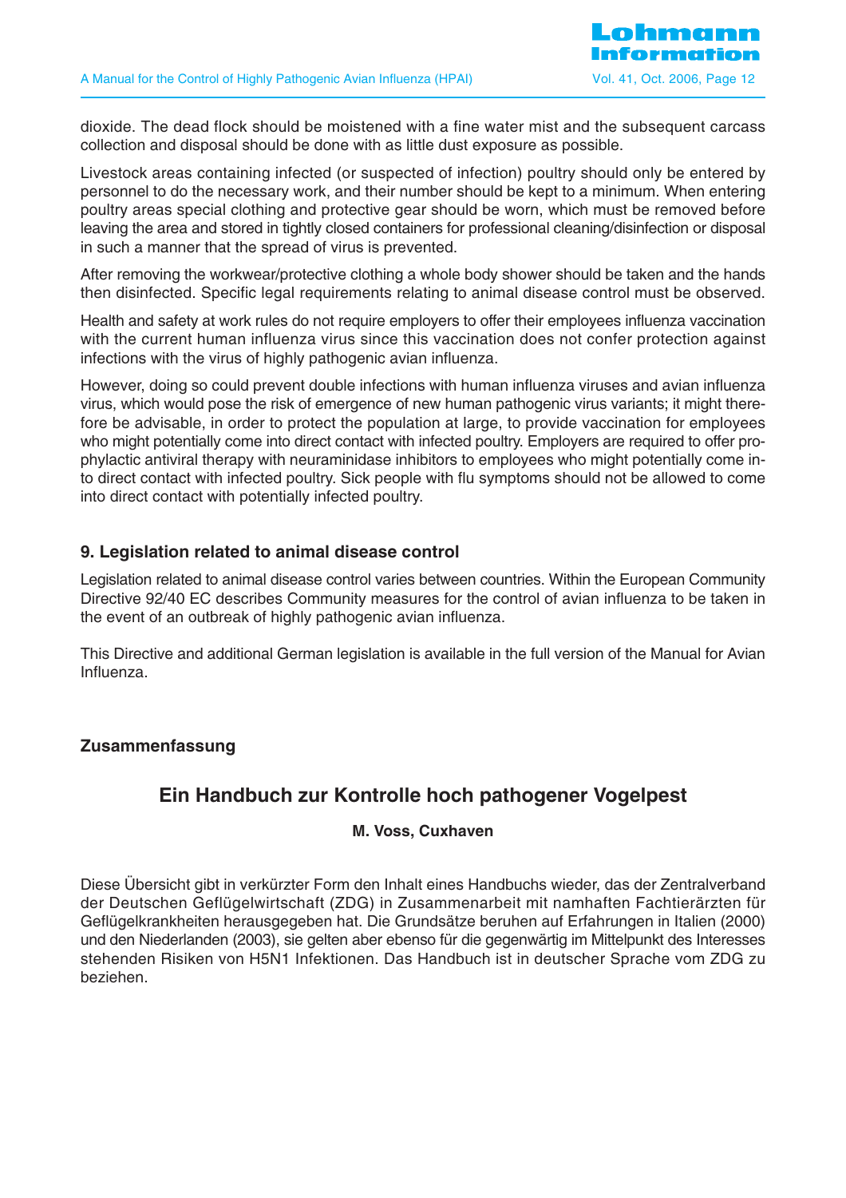dioxide. The dead flock should be moistened with a fine water mist and the subsequent carcass collection and disposal should be done with as little dust exposure as possible.

Livestock areas containing infected (or suspected of infection) poultry should only be entered by personnel to do the necessary work, and their number should be kept to a minimum. When entering poultry areas special clothing and protective gear should be worn, which must be removed before leaving the area and stored in tightly closed containers for professional cleaning/disinfection or disposal in such a manner that the spread of virus is prevented.

After removing the workwear/protective clothing a whole body shower should be taken and the hands then disinfected. Specific legal requirements relating to animal disease control must be observed.

Health and safety at work rules do not require employers to offer their employees influenza vaccination with the current human influenza virus since this vaccination does not confer protection against infections with the virus of highly pathogenic avian influenza.

However, doing so could prevent double infections with human influenza viruses and avian influenza virus, which would pose the risk of emergence of new human pathogenic virus variants; it might therefore be advisable, in order to protect the population at large, to provide vaccination for employees who might potentially come into direct contact with infected poultry. Employers are required to offer prophylactic antiviral therapy with neuraminidase inhibitors to employees who might potentially come into direct contact with infected poultry. Sick people with flu symptoms should not be allowed to come into direct contact with potentially infected poultry.

## 9. Legislation related to animal disease control

Legislation related to animal disease control varies between countries. Within the European Community Directive 92/40 EC describes Community measures for the control of avian influenza to be taken in the event of an outbreak of highly pathogenic avian influenza.

This Directive and additional German legislation is available in the full version of the Manual for Avian Influenza.

## Zusammenfassung

### Ein Handbuch zur Kontrolle hoch pathogener Vogelpest

**M. Voss, Cuxhaven**

Diese Übersicht gibt in verkürzter Form den Inhalt eines Handbuchs wieder, das der Zentralverband der Deutschen Geflügelwirtschaft (ZDG) in Zusammenarbeit mit namhaften Fachtierärzten für Geflügelkrankheiten herausgegeben hat. Die Grundsätze beruhen auf Erfahrungen in Italien (2000) und den Niederlanden (2003), sie gelten aber ebenso für die gegenwärtig im Mittelpunkt des Interesses stehenden Risiken von H5N1 Infektionen. Das Handbuch ist in deutscher Sprache vom ZDG zu beziehen.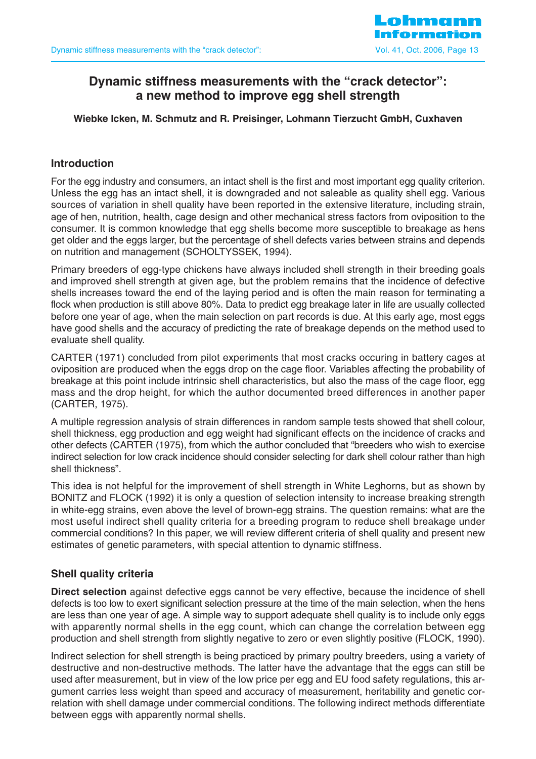# Dynamic stiffness measurements with the "crack detector": a new method to improve egg shell strength

**Wiebke Icken, M. Schmutz and R. Preisinger, Lohmann Tierzucht GmbH, Cuxhaven**

## Introduction

For the egg industry and consumers, an intact shell is the first and most important egg quality criterion. Unless the egg has an intact shell, it is downgraded and not saleable as quality shell egg. Various sources of variation in shell quality have been reported in the extensive literature, including strain, age of hen, nutrition, health, cage design and other mechanical stress factors from oviposition to the consumer. It is common knowledge that egg shells become more susceptible to breakage as hens get older and the eggs larger, but the percentage of shell defects varies between strains and depends on nutrition and management (SCHOLTYSSEK, 1994).

Primary breeders of egg-type chickens have always included shell strength in their breeding goals and improved shell strength at given age, but the problem remains that the incidence of defective shells increases toward the end of the laying period and is often the main reason for terminating a flock when production is still above 80%. Data to predict egg breakage later in life are usually collected before one year of age, when the main selection on part records is due. At this early age, most eggs have good shells and the accuracy of predicting the rate of breakage depends on the method used to evaluate shell quality.

CARTER (1971) concluded from pilot experiments that most cracks occuring in battery cages at oviposition are produced when the eggs drop on the cage floor. Variables affecting the probability of breakage at this point include intrinsic shell characteristics, but also the mass of the cage floor, egg mass and the drop height, for which the author documented breed differences in another paper (CARTER, 1975).

A multiple regression analysis of strain differences in random sample tests showed that shell colour, shell thickness, egg production and egg weight had significant effects on the incidence of cracks and other defects (CARTER (1975), from which the author concluded that "breeders who wish to exercise indirect selection for low crack incidence should consider selecting for dark shell colour rather than high shell thickness".

This idea is not helpful for the improvement of shell strength in White Leghorns, but as shown by BONITZ and FLOCK (1992) it is only a question of selection intensity to increase breaking strength in white-egg strains, even above the level of brown-egg strains. The question remains: what are the most useful indirect shell quality criteria for a breeding program to reduce shell breakage under commercial conditions? In this paper, we will review different criteria of shell quality and present new estimates of genetic parameters, with special attention to dynamic stiffness.

## Shell quality criteria

**Direct selection** against defective eggs cannot be very effective, because the incidence of shell defects is too low to exert significant selection pressure at the time of the main selection, when the hens are less than one year of age. A simple way to support adequate shell quality is to include only eggs with apparently normal shells in the egg count, which can change the correlation between egg production and shell strength from slightly negative to zero or even slightly positive (FLOCK, 1990).

Indirect selection for shell strength is being practiced by primary poultry breeders, using a variety of destructive and non-destructive methods. The latter have the advantage that the eggs can still be used after measurement, but in view of the low price per egg and EU food safety regulations, this argument carries less weight than speed and accuracy of measurement, heritability and genetic correlation with shell damage under commercial conditions. The following indirect methods differentiate between eggs with apparently normal shells.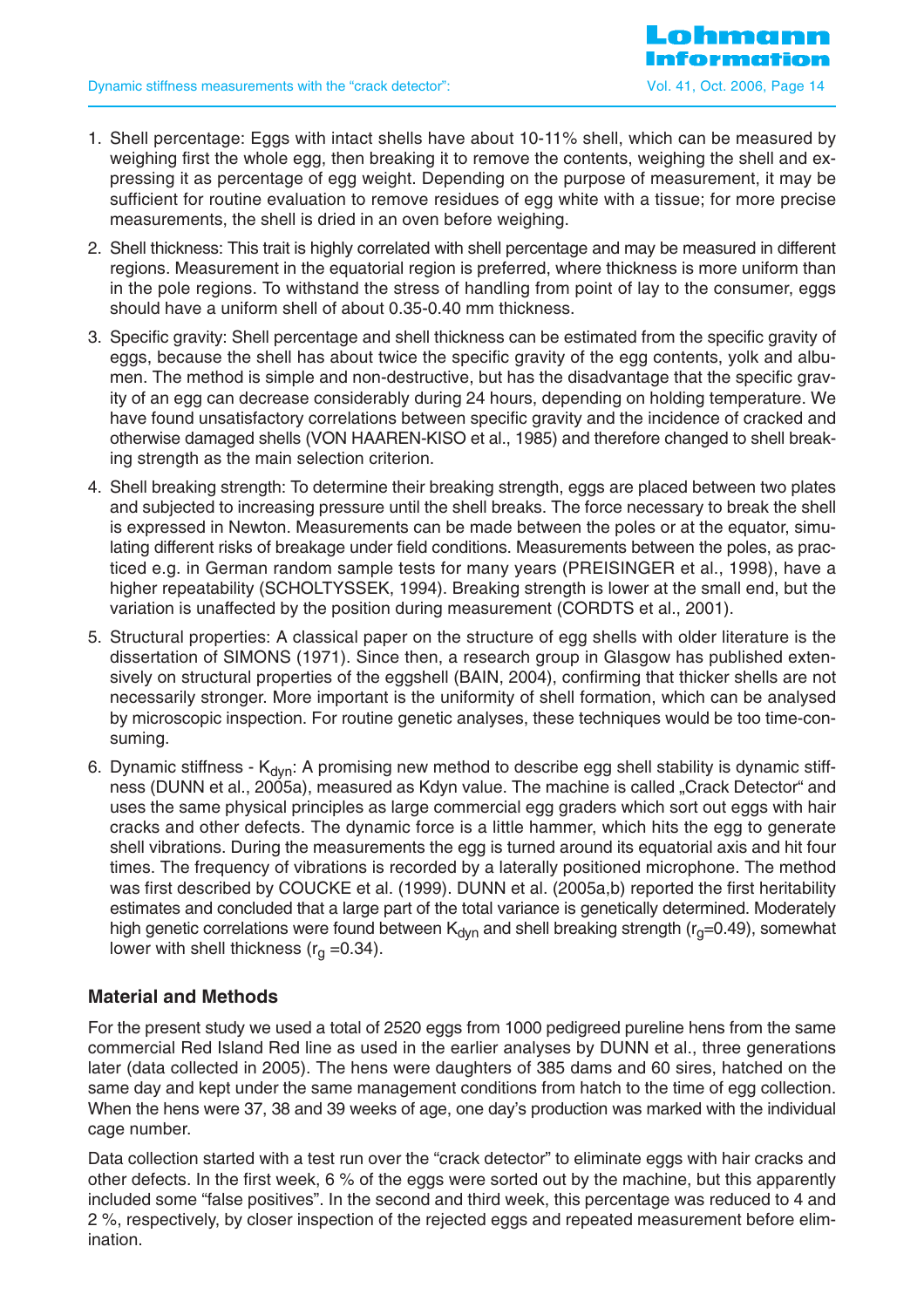1. Shell percentage: Eggs with intact shells have about 10-11% shell, which can be measured by weighing first the whole egg, then breaking it to remove the contents, weighing the shell and expressing it as percentage of egg weight. Depending on the purpose of measurement, it may be sufficient for routine evaluation to remove residues of egg white with a tissue; for more precise measurements, the shell is dried in an oven before weighing.

2. Shell thickness: This trait is highly correlated with shell percentage and may be measured in different regions. Measurement in the equatorial region is preferred, where thickness is more uniform than in the pole regions. To withstand the stress of handling from point of lay to the consumer, eggs should have a uniform shell of about 0.35-0.40 mm thickness.

3. Specific gravity: Shell percentage and shell thickness can be estimated from the specific gravity of eggs, because the shell has about twice the specific gravity of the egg contents, yolk and albumen. The method is simple and non-destructive, but has the disadvantage that the specific gravity of an egg can decrease considerably during 24 hours, depending on holding temperature. We have found unsatisfactory correlations between specific gravity and the incidence of cracked and otherwise damaged shells (VON HAAREN-KISO et al., 1985) and therefore changed to shell breaking strength as the main selection criterion.

4. Shell breaking strength: To determine their breaking strength, eggs are placed between two plates and subjected to increasing pressure until the shell breaks. The force necessary to break the shell is expressed in Newton. Measurements can be made between the poles or at the equator, simulating different risks of breakage under field conditions. Measurements between the poles, as practiced e.g. in German random sample tests for many years (PREISINGER et al., 1998), have a higher repeatability (SCHOLTYSSEK, 1994). Breaking strength is lower at the small end, but the variation is unaffected by the position during measurement (CORDTS et al., 2001).

5. Structural properties: A classical paper on the structure of egg shells with older literature is the dissertation of SIMONS (1971). Since then, a research group in Glasgow has published extensively on structural properties of the eggshell (BAIN, 2004), confirming that thicker shells are not necessarily stronger. More important is the uniformity of shell formation, which can be analysed by microscopic inspection. For routine genetic analyses, these techniques would be too time-consuming.

6. Dynamic stiffness - $K_{dyn}$: A promising new method to describe egg shell stability is dynamic stiffness (DUNN et al., 2005a), measured as Kdyn value. The machine is called „Crack Detector" and uses the same physical principles as large commercial egg graders which sort out eggs with hair cracks and other defects. The dynamic force is a little hammer, which hits the egg to generate shell vibrations. During the measurements the egg is turned around its equatorial axis and hit four times. The frequency of vibrations is recorded by a laterally positioned microphone. The method was first described by COUCKE et al. (1999). DUNN et al. (2005a,b) reported the first heritability estimates and concluded that a large part of the total variance is genetically determined. Moderately high genetic correlations were found between $K_{dyn}$ and shell breaking strength ($r_g$=0.49), somewhat lower with shell thickness ($r_g$ =0.34).

## Material and Methods

For the present study we used a total of 2520 eggs from 1000 pedigreed pureline hens from the same commercial Red Island Red line as used in the earlier analyses by DUNN et al., three generations later (data collected in 2005). The hens were daughters of 385 dams and 60 sires, hatched on the same day and kept under the same management conditions from hatch to the time of egg collection. When the hens were 37, 38 and 39 weeks of age, one day's production was marked with the individual cage number.

Data collection started with a test run over the "crack detector" to eliminate eggs with hair cracks and other defects. In the first week, 6 % of the eggs were sorted out by the machine, but this apparently included some "false positives". In the second and third week, this percentage was reduced to 4 and 2 %, respectively, by closer inspection of the rejected eggs and repeated measurement before elimination.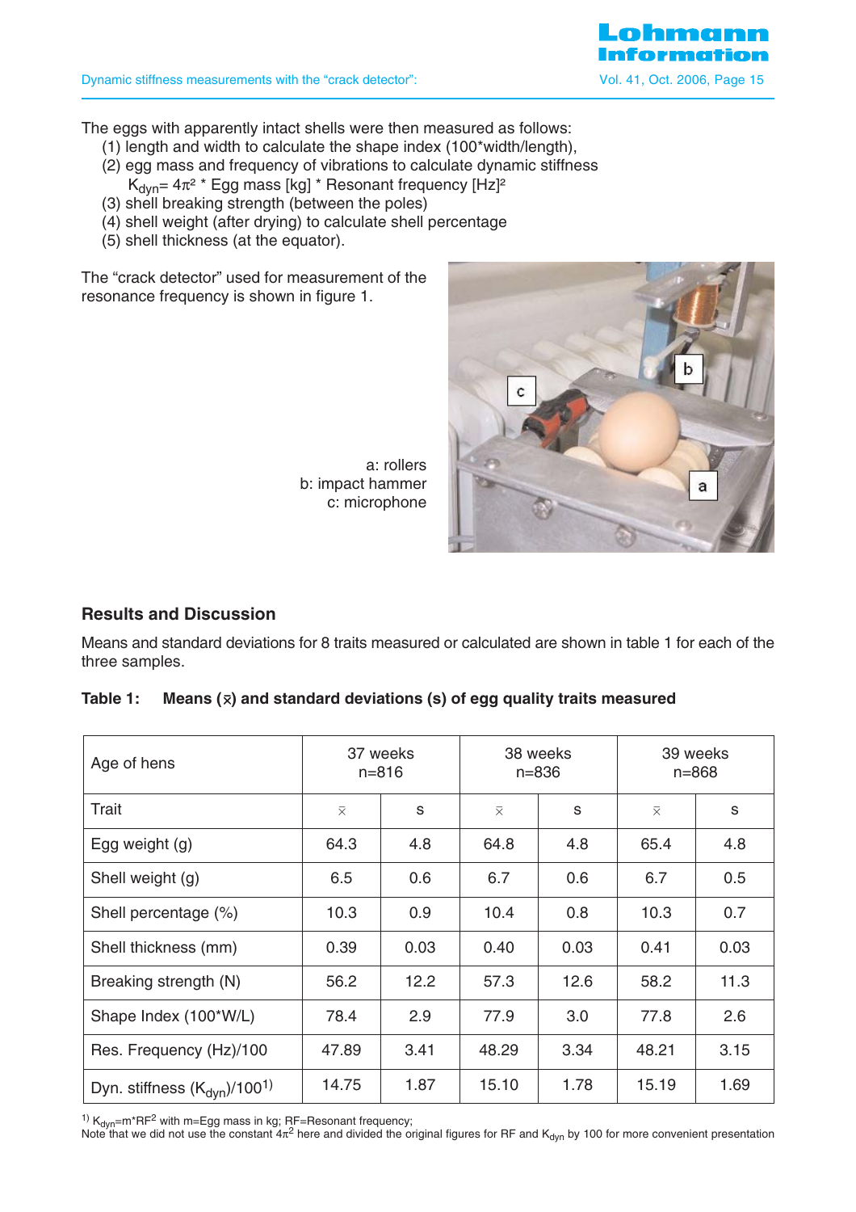The eggs with apparently intact shells were then measured as follows:

(1) length and width to calculate the shape index (100*width/length),
(2) egg mass and frequency of vibrations to calculate dynamic stiffness
$K_{dyn} = 4\pi^2$ * Egg mass [kg] * Resonant frequency [Hz]$^2$
(3) shell breaking strength (between the poles)
(4) shell weight (after drying) to calculate shell percentage
(5) shell thickness (at the equator).

The "crack detector" used for measurement of the resonance frequency is shown in figure 1.

a: rollers
b: impact hammer
c: microphone

## Results and Discussion

Means and standard deviations for 8 traits measured or calculated are shown in table 1 for each of the three samples.

**Table 1: Means ($\bar{x}$) and standard deviations (s) of egg quality traits measured**

| Age of hens | 37 weeks n=816 | | 38 weeks n=836 | | 39 weeks n=868 | |
|---|---|---|---|---|---|---|
| Trait | $\bar{x}$ | s | $\bar{x}$ | s | $\bar{x}$ | s |
| Egg weight (g) | 64.3 | 4.8 | 64.8 | 4.8 | 65.4 | 4.8 |
| Shell weight (g) | 6.5 | 0.6 | 6.7 | 0.6 | 6.7 | 0.5 |
| Shell percentage (%) | 10.3 | 0.9 | 10.4 | 0.8 | 10.3 | 0.7 |
| Shell thickness (mm) | 0.39 | 0.03 | 0.40 | 0.03 | 0.41 | 0.03 |
| Breaking strength (N) | 56.2 | 12.2 | 57.3 | 12.6 | 58.2 | 11.3 |
| Shape Index (100*W/L) | 78.4 | 2.9 | 77.9 | 3.0 | 77.8 | 2.6 |
| Res. Frequency (Hz)/100 | 47.89 | 3.41 | 48.29 | 3.34 | 48.21 | 3.15 |
| Dyn. stiffness ($K_{dyn}$)/100[1] | 14.75 | 1.87 | 15.10 | 1.78 | 15.19 | 1.69 |

[1] $K_{dyn}=m*RF^2$ with m=Egg mass in kg; RF=Resonant frequency;
Note that we did not use the constant $4\pi^2$ here and divided the original figures for RF and $K_{dyn}$ by 100 for more convenient presentation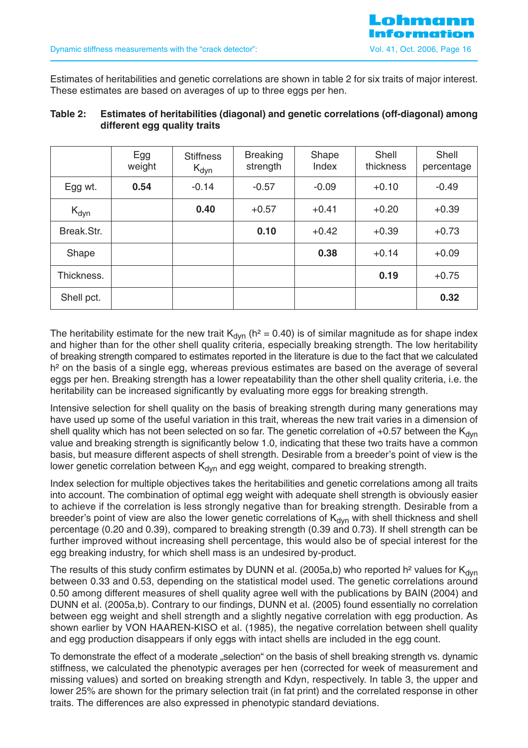Estimates of heritabilities and genetic correlations are shown in table 2 for six traits of major interest. These estimates are based on averages of up to three eggs per hen.

**Table 2: Estimates of heritabilities (diagonal) and genetic correlations (off-diagonal) among different egg quality traits**

| | Egg weight | Stiffness $K_{dyn}$ | Breaking strength | Shape Index | Shell thickness | Shell percentage |
|---|---|---|---|---|---|---|
| Egg wt. | **0.54** | -0.14 | -0.57 | -0.09 | +0.10 | -0.49 |
| $K_{dyn}$ | | **0.40** | +0.57 | +0.41 | +0.20 | +0.39 |
| Break.Str. | | | **0.10** | +0.42 | +0.39 | +0.73 |
| Shape | | | | **0.38** | +0.14 | +0.09 |
| Thickness. | | | | | **0.19** | +0.75 |
| Shell pct. | | | | | | **0.32** |

The heritability estimate for the new trait $K_{dyn}$ ($h^2 = 0.40$) is of similar magnitude as for shape index and higher than for the other shell quality criteria, especially breaking strength. The low heritability of breaking strength compared to estimates reported in the literature is due to the fact that we calculated $h^2$ on the basis of a single egg, whereas previous estimates are based on the average of several eggs per hen. Breaking strength has a lower repeatability than the other shell quality criteria, i.e. the heritability can be increased significantly by evaluating more eggs for breaking strength.

Intensive selection for shell quality on the basis of breaking strength during many generations may have used up some of the useful variation in this trait, whereas the new trait varies in a dimension of shell quality which has not been selected on so far. The genetic correlation of +0.57 between the $K_{dyn}$ value and breaking strength is significantly below 1.0, indicating that these two traits have a common basis, but measure different aspects of shell strength. Desirable from a breeder's point of view is the lower genetic correlation between $K_{dyn}$ and egg weight, compared to breaking strength.

Index selection for multiple objectives takes the heritabilities and genetic correlations among all traits into account. The combination of optimal egg weight with adequate shell strength is obviously easier to achieve if the correlation is less strongly negative than for breaking strength. Desirable from a breeder's point of view are also the lower genetic correlations of $K_{dyn}$ with shell thickness and shell percentage (0.20 and 0.39), compared to breaking strength (0.39 and 0.73). If shell strength can be further improved without increasing shell percentage, this would also be of special interest for the egg breaking industry, for which shell mass is an undesired by-product.

The results of this study confirm estimates by DUNN et al. (2005a,b) who reported $h^2$ values for $K_{dyn}$ between 0.33 and 0.53, depending on the statistical model used. The genetic correlations around 0.50 among different measures of shell quality agree well with the publications by BAIN (2004) and DUNN et al. (2005a,b). Contrary to our findings, DUNN et al. (2005) found essentially no correlation between egg weight and shell strength and a slightly negative correlation with egg production. As shown earlier by VON HAAREN-KISO et al. (1985), the negative correlation between shell quality and egg production disappears if only eggs with intact shells are included in the egg count.

To demonstrate the effect of a moderate „selection" on the basis of shell breaking strength vs. dynamic stiffness, we calculated the phenotypic averages per hen (corrected for week of measurement and missing values) and sorted on breaking strength and Kdyn, respectively. In table 3, the upper and lower 25% are shown for the primary selection trait (in fat print) and the correlated response in other traits. The differences are also expressed in phenotypic standard deviations.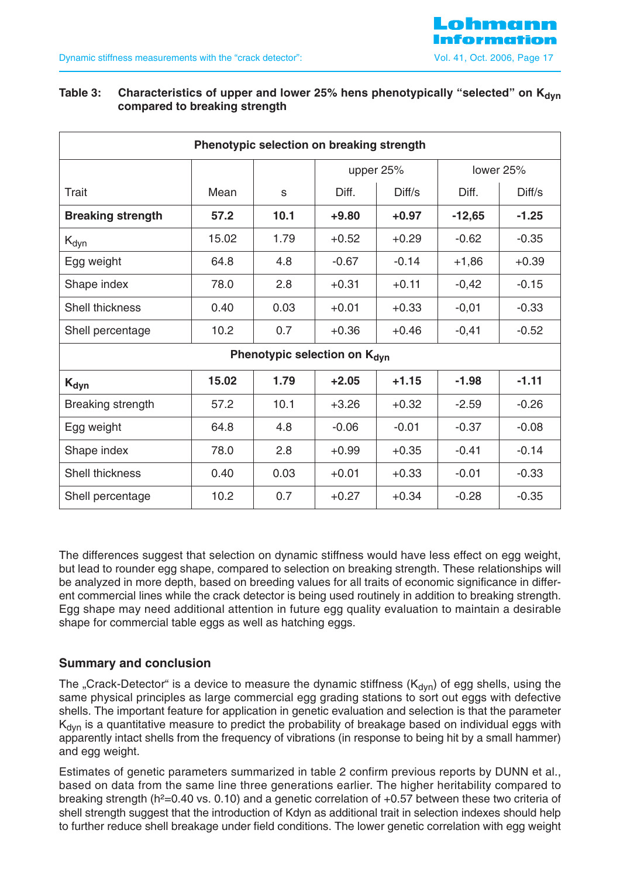**Table 3: Characteristics of upper and lower 25% hens phenotypically "selected" on $K_{dyn}$ compared to breaking strength**

| Phenotypic selection on breaking strength | | | | | | |
|---|---|---|---|---|---|---|
| | | | upper 25% | | lower 25% | |
| Trait | Mean | s | Diff. | Diff/s | Diff. | Diff/s |
| **Breaking strength** | **57.2** | **10.1** | **+9.80** | **+0.97** | **-12,65** | **-1.25** |
| $K_{dyn}$ | 15.02 | 1.79 | +0.52 | +0.29 | -0.62 | -0.35 |
| Egg weight | 64.8 | 4.8 | -0.67 | -0.14 | +1,86 | +0.39 |
| Shape index | 78.0 | 2.8 | +0.31 | +0.11 | -0,42 | -0.15 |
| Shell thickness | 0.40 | 0.03 | +0.01 | +0.33 | -0,01 | -0.33 |
| Shell percentage | 10.2 | 0.7 | +0.36 | +0.46 | -0,41 | -0.52 |
| **Phenotypic selection on $K_{dyn}$** | | | | | | |
| **$K_{dyn}$** | **15.02** | **1.79** | **+2.05** | **+1.15** | **-1.98** | **-1.11** |
| Breaking strength | 57.2 | 10.1 | +3.26 | +0.32 | -2.59 | -0.26 |
| Egg weight | 64.8 | 4.8 | -0.06 | -0.01 | -0.37 | -0.08 |
| Shape index | 78.0 | 2.8 | +0.99 | +0.35 | -0.41 | -0.14 |
| Shell thickness | 0.40 | 0.03 | +0.01 | +0.33 | -0.01 | -0.33 |
| Shell percentage | 10.2 | 0.7 | +0.27 | +0.34 | -0.28 | -0.35 |

The differences suggest that selection on dynamic stiffness would have less effect on egg weight, but lead to rounder egg shape, compared to selection on breaking strength. These relationships will be analyzed in more depth, based on breeding values for all traits of economic significance in different commercial lines while the crack detector is being used routinely in addition to breaking strength. Egg shape may need additional attention in future egg quality evaluation to maintain a desirable shape for commercial table eggs as well as hatching eggs.

## Summary and conclusion

The „Crack-Detector" is a device to measure the dynamic stiffness ($K_{dyn}$) of egg shells, using the same physical principles as large commercial egg grading stations to sort out eggs with defective shells. The important feature for application in genetic evaluation and selection is that the parameter $K_{dyn}$ is a quantitative measure to predict the probability of breakage based on individual eggs with apparently intact shells from the frequency of vibrations (in response to being hit by a small hammer) and egg weight.

Estimates of genetic parameters summarized in table 2 confirm previous reports by DUNN et al., based on data from the same line three generations earlier. The higher heritability compared to breaking strength ($h^2$=0.40 vs. 0.10) and a genetic correlation of +0.57 between these two criteria of shell strength suggest that the introduction of Kdyn as additional trait in selection indexes should help to further reduce shell breakage under field conditions. The lower genetic correlation with egg weight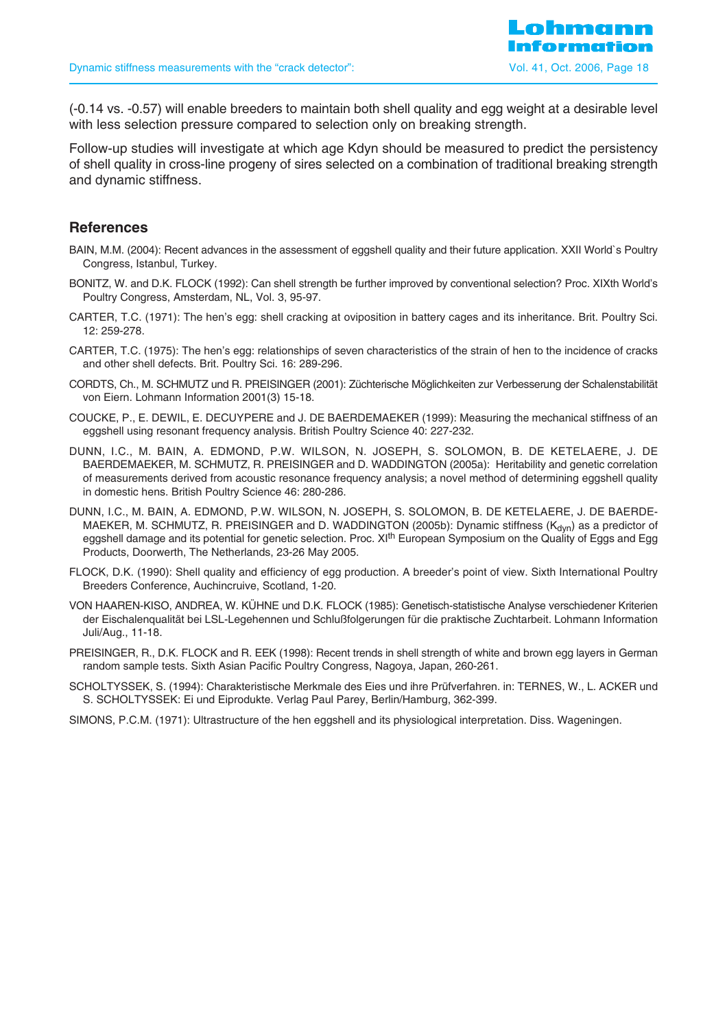(-0.14 vs. -0.57) will enable breeders to maintain both shell quality and egg weight at a desirable level with less selection pressure compared to selection only on breaking strength.

Follow-up studies will investigate at which age Kdyn should be measured to predict the persistency of shell quality in cross-line progeny of sires selected on a combination of traditional breaking strength and dynamic stiffness.

## References

BAIN, M.M. (2004): Recent advances in the assessment of eggshell quality and their future application. XXII World`s Poultry Congress, Istanbul, Turkey.

BONITZ, W. and D.K. FLOCK (1992): Can shell strength be further improved by conventional selection? Proc. XIXth World's Poultry Congress, Amsterdam, NL, Vol. 3, 95-97.

CARTER, T.C. (1971): The hen's egg: shell cracking at oviposition in battery cages and its inheritance. Brit. Poultry Sci. 12: 259-278.

CARTER, T.C. (1975): The hen's egg: relationships of seven characteristics of the strain of hen to the incidence of cracks and other shell defects. Brit. Poultry Sci. 16: 289-296.

CORDTS, Ch., M. SCHMUTZ und R. PREISINGER (2001): Züchterische Möglichkeiten zur Verbesserung der Schalenstabilität von Eiern. Lohmann Information 2001(3) 15-18.

COUCKE, P., E. DEWIL, E. DECUYPERE and J. DE BAERDEMAEKER (1999): Measuring the mechanical stiffness of an eggshell using resonant frequency analysis. British Poultry Science 40: 227-232.

DUNN, I.C., M. BAIN, A. EDMOND, P.W. WILSON, N. JOSEPH, S. SOLOMON, B. DE KETELAERE, J. DE BAERDEMAEKER, M. SCHMUTZ, R. PREISINGER and D. WADDINGTON (2005a): Heritability and genetic correlation of measurements derived from acoustic resonance frequency analysis; a novel method of determining eggshell quality in domestic hens. British Poultry Science 46: 280-286.

DUNN, I.C., M. BAIN, A. EDMOND, P.W. WILSON, N. JOSEPH, S. SOLOMON, B. DE KETELAERE, J. DE BAERDEMAEKER, M. SCHMUTZ, R. PREISINGER and D. WADDINGTON (2005b): Dynamic stiffness ($K_{dyn}$) as a predictor of eggshell damage and its potential for genetic selection. Proc. XI[th] European Symposium on the Quality of Eggs and Egg Products, Doorwerth, The Netherlands, 23-26 May 2005.

FLOCK, D.K. (1990): Shell quality and efficiency of egg production. A breeder's point of view. Sixth International Poultry Breeders Conference, Auchincruive, Scotland, 1-20.

VON HAAREN-KISO, ANDREA, W. KÜHNE und D.K. FLOCK (1985): Genetisch-statistische Analyse verschiedener Kriterien der Eischalenqualität bei LSL-Legehennen und Schlußfolgerungen für die praktische Zuchtarbeit. Lohmann Information Juli/Aug., 11-18.

PREISINGER, R., D.K. FLOCK and R. EEK (1998): Recent trends in shell strength of white and brown egg layers in German random sample tests. Sixth Asian Pacific Poultry Congress, Nagoya, Japan, 260-261.

SCHOLTYSSEK, S. (1994): Charakteristische Merkmale des Eies und ihre Prüfverfahren. in: TERNES, W., L. ACKER und S. SCHOLTYSSEK: Ei und Eiprodukte. Verlag Paul Parey, Berlin/Hamburg, 362-399.

SIMONS, P.C.M. (1971): Ultrastructure of the hen eggshell and its physiological interpretation. Diss. Wageningen.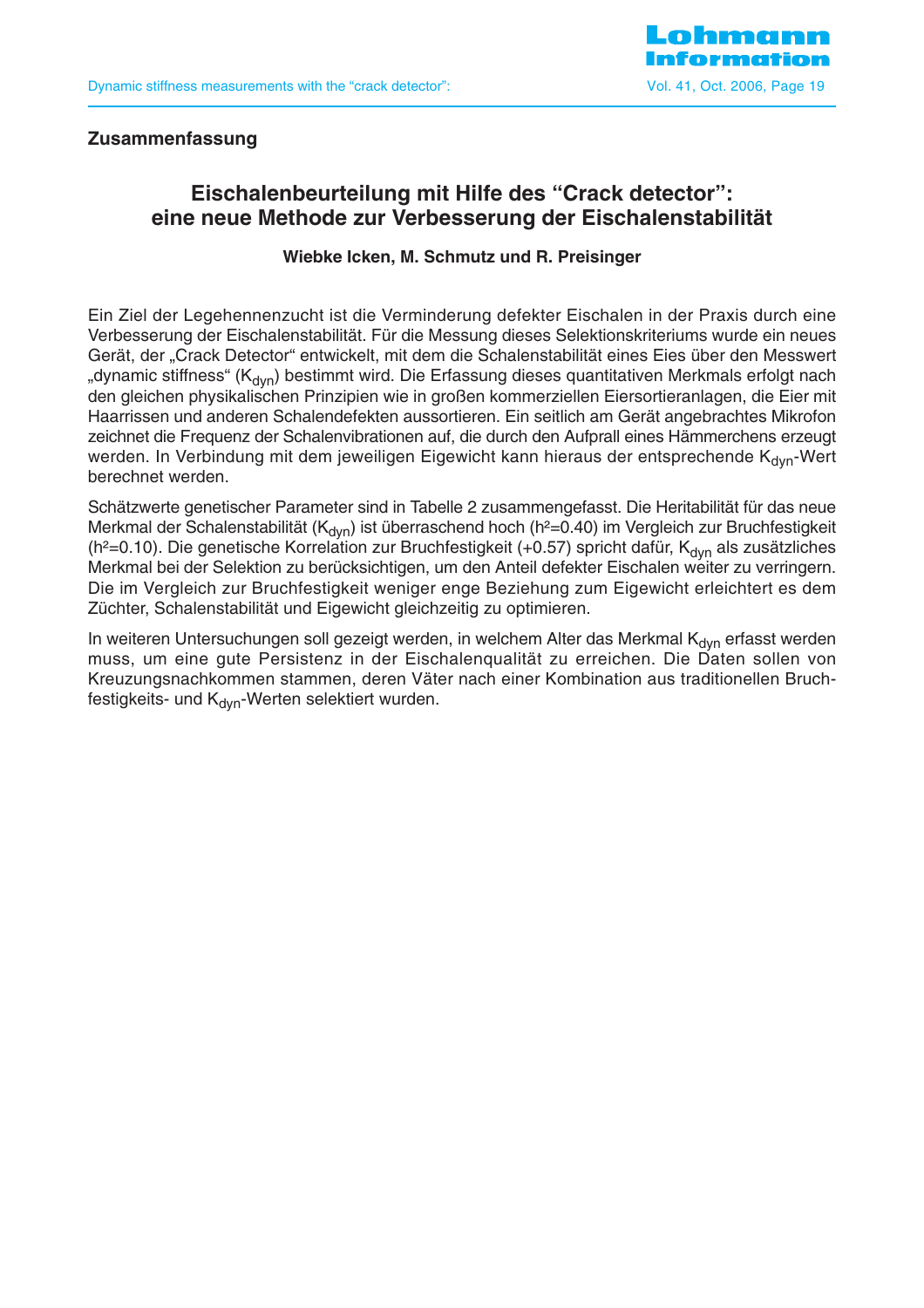## Zusammenfassung

### Eischalenbeurteilung mit Hilfe des "Crack detector": eine neue Methode zur Verbesserung der Eischalenstabilität

**Wiebke Icken, M. Schmutz und R. Preisinger**

Ein Ziel der Legehennenzucht ist die Verminderung defekter Eischalen in der Praxis durch eine Verbesserung der Eischalenstabilität. Für die Messung dieses Selektionskriteriums wurde ein neues Gerät, der „Crack Detector" entwickelt, mit dem die Schalenstabilität eines Eies über den Messwert „dynamic stiffness" ($K_{dyn}$) bestimmt wird. Die Erfassung dieses quantitativen Merkmals erfolgt nach den gleichen physikalischen Prinzipien wie in großen kommerziellen Eiersortieranlagen, die Eier mit Haarrissen und anderen Schalendefekten aussortieren. Ein seitlich am Gerät angebrachtes Mikrofon zeichnet die Frequenz der Schalenvibrationen auf, die durch den Aufprall eines Hämmerchens erzeugt werden. In Verbindung mit dem jeweiligen Eigewicht kann hieraus der entsprechende $K_{dyn}$-Wert berechnet werden.

Schätzwerte genetischer Parameter sind in Tabelle 2 zusammengefasst. Die Heritabilität für das neue Merkmal der Schalenstabilität ($K_{dyn}$) ist überraschend hoch ($h^2$=0.40) im Vergleich zur Bruchfestigkeit ($h^2$=0.10). Die genetische Korrelation zur Bruchfestigkeit (+0.57) spricht dafür, $K_{dyn}$ als zusätzliches Merkmal bei der Selektion zu berücksichtigen, um den Anteil defekter Eischalen weiter zu verringern. Die im Vergleich zur Bruchfestigkeit weniger enge Beziehung zum Eigewicht erleichtert es dem Züchter, Schalenstabilität und Eigewicht gleichzeitig zu optimieren.

In weiteren Untersuchungen soll gezeigt werden, in welchem Alter das Merkmal $K_{dyn}$ erfasst werden muss, um eine gute Persistenz in der Eischalenqualität zu erreichen. Die Daten sollen von Kreuzungsnachkommen stammen, deren Väter nach einer Kombination aus traditionellen Bruchfestigkeits- und $K_{dyn}$-Werten selektiert wurden.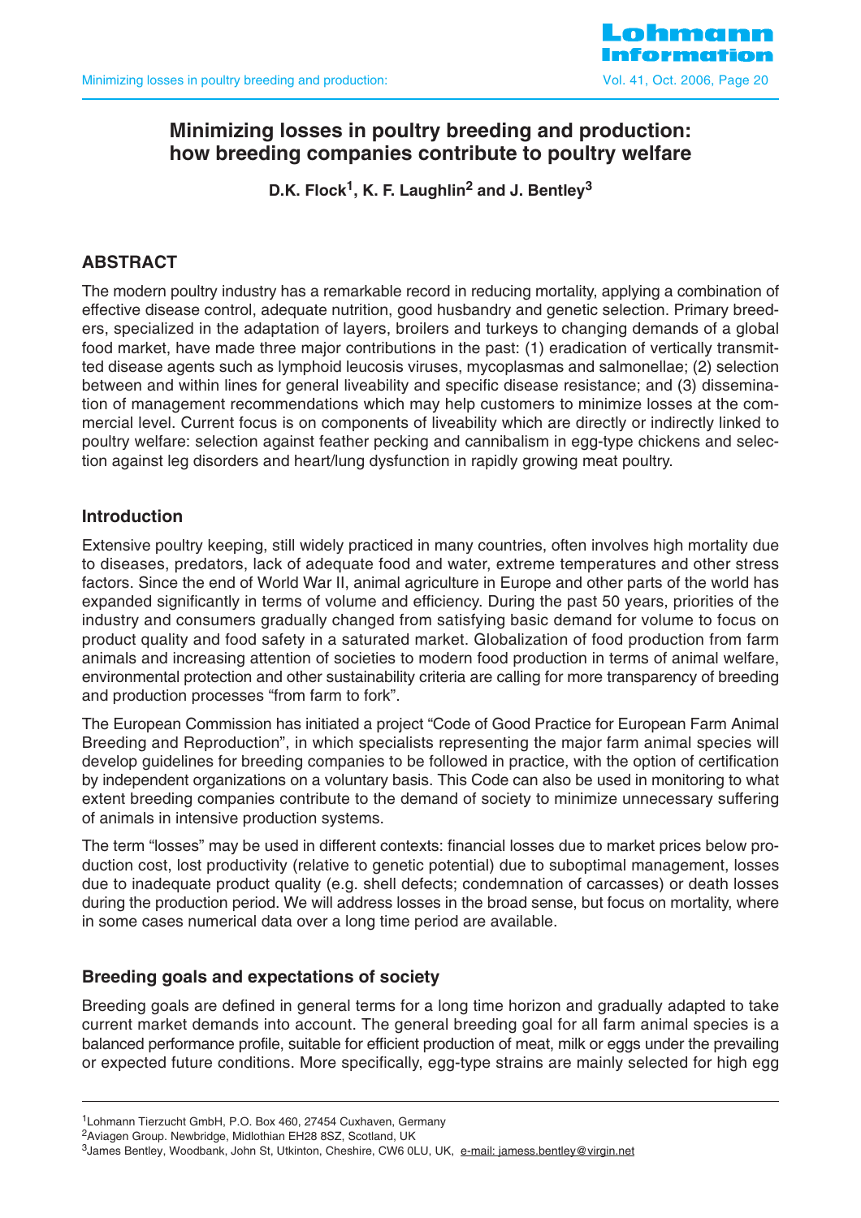# Minimizing losses in poultry breeding and production: how breeding companies contribute to poultry welfare

**D.K. Flock[1], K. F. Laughlin[2] and J. Bentley[3]**

## ABSTRACT

The modern poultry industry has a remarkable record in reducing mortality, applying a combination of effective disease control, adequate nutrition, good husbandry and genetic selection. Primary breeders, specialized in the adaptation of layers, broilers and turkeys to changing demands of a global food market, have made three major contributions in the past: (1) eradication of vertically transmitted disease agents such as lymphoid leucosis viruses, mycoplasmas and salmonellae; (2) selection between and within lines for general liveability and specific disease resistance; and (3) dissemination of management recommendations which may help customers to minimize losses at the commercial level. Current focus is on components of liveability which are directly or indirectly linked to poultry welfare: selection against feather pecking and cannibalism in egg-type chickens and selection against leg disorders and heart/lung dysfunction in rapidly growing meat poultry.

## Introduction

Extensive poultry keeping, still widely practiced in many countries, often involves high mortality due to diseases, predators, lack of adequate food and water, extreme temperatures and other stress factors. Since the end of World War II, animal agriculture in Europe and other parts of the world has expanded significantly in terms of volume and efficiency. During the past 50 years, priorities of the industry and consumers gradually changed from satisfying basic demand for volume to focus on product quality and food safety in a saturated market. Globalization of food production from farm animals and increasing attention of societies to modern food production in terms of animal welfare, environmental protection and other sustainability criteria are calling for more transparency of breeding and production processes “from farm to fork”.

The European Commission has initiated a project “Code of Good Practice for European Farm Animal Breeding and Reproduction”, in which specialists representing the major farm animal species will develop guidelines for breeding companies to be followed in practice, with the option of certification by independent organizations on a voluntary basis. This Code can also be used in monitoring to what extent breeding companies contribute to the demand of society to minimize unnecessary suffering of animals in intensive production systems.

The term “losses” may be used in different contexts: financial losses due to market prices below production cost, lost productivity (relative to genetic potential) due to suboptimal management, losses due to inadequate product quality (e.g. shell defects; condemnation of carcasses) or death losses during the production period. We will address losses in the broad sense, but focus on mortality, where in some cases numerical data over a long time period are available.

## Breeding goals and expectations of society

Breeding goals are defined in general terms for a long time horizon and gradually adapted to take current market demands into account. The general breeding goal for all farm animal species is a balanced performance profile, suitable for efficient production of meat, milk or eggs under the prevailing or expected future conditions. More specifically, egg-type strains are mainly selected for high egg

---

[1]Lohmann Tierzucht GmbH, P.O. Box 460, 27454 Cuxhaven, Germany

[2]Aviagen Group. Newbridge, Midlothian EH28 8SZ, Scotland, UK

[3]James Bentley, Woodbank, John St, Utkinton, Cheshire, CW6 0LU, UK, e-mail: jamess.bentley@virgin.net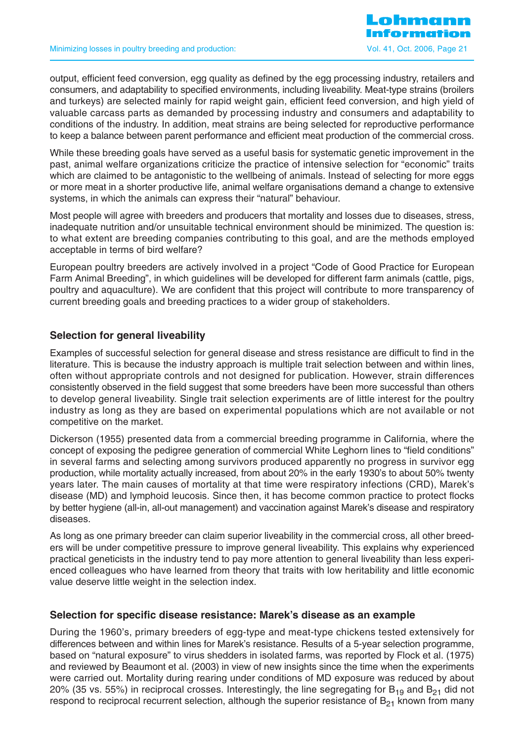output, efficient feed conversion, egg quality as defined by the egg processing industry, retailers and consumers, and adaptability to specified environments, including liveability. Meat-type strains (broilers and turkeys) are selected mainly for rapid weight gain, efficient feed conversion, and high yield of valuable carcass parts as demanded by processing industry and consumers and adaptability to conditions of the industry. In addition, meat strains are being selected for reproductive performance to keep a balance between parent performance and efficient meat production of the commercial cross.

While these breeding goals have served as a useful basis for systematic genetic improvement in the past, animal welfare organizations criticize the practice of intensive selection for "economic" traits which are claimed to be antagonistic to the wellbeing of animals. Instead of selecting for more eggs or more meat in a shorter productive life, animal welfare organisations demand a change to extensive systems, in which the animals can express their "natural" behaviour.

Most people will agree with breeders and producers that mortality and losses due to diseases, stress, inadequate nutrition and/or unsuitable technical environment should be minimized. The question is: to what extent are breeding companies contributing to this goal, and are the methods employed acceptable in terms of bird welfare?

European poultry breeders are actively involved in a project "Code of Good Practice for European Farm Animal Breeding", in which guidelines will be developed for different farm animals (cattle, pigs, poultry and aquaculture). We are confident that this project will contribute to more transparency of current breeding goals and breeding practices to a wider group of stakeholders.

## Selection for general liveability

Examples of successful selection for general disease and stress resistance are difficult to find in the literature. This is because the industry approach is multiple trait selection between and within lines, often without appropriate controls and not designed for publication. However, strain differences consistently observed in the field suggest that some breeders have been more successful than others to develop general liveability. Single trait selection experiments are of little interest for the poultry industry as long as they are based on experimental populations which are not available or not competitive on the market.

Dickerson (1955) presented data from a commercial breeding programme in California, where the concept of exposing the pedigree generation of commercial White Leghorn lines to "field conditions" in several farms and selecting among survivors produced apparently no progress in survivor egg production, while mortality actually increased, from about 20% in the early 1930's to about 50% twenty years later. The main causes of mortality at that time were respiratory infections (CRD), Marek's disease (MD) and lymphoid leucosis. Since then, it has become common practice to protect flocks by better hygiene (all-in, all-out management) and vaccination against Marek's disease and respiratory diseases.

As long as one primary breeder can claim superior liveability in the commercial cross, all other breeders will be under competitive pressure to improve general liveability. This explains why experienced practical geneticists in the industry tend to pay more attention to general liveability than less experienced colleagues who have learned from theory that traits with low heritability and little economic value deserve little weight in the selection index.

## Selection for specific disease resistance: Marek's disease as an example

During the 1960's, primary breeders of egg-type and meat-type chickens tested extensively for differences between and within lines for Marek's resistance. Results of a 5-year selection programme, based on "natural exposure" to virus shedders in isolated farms, was reported by Flock et al. (1975) and reviewed by Beaumont et al. (2003) in view of new insights since the time when the experiments were carried out. Mortality during rearing under conditions of MD exposure was reduced by about 20% (35 vs. 55%) in reciprocal crosses. Interestingly, the line segregating for $B_{19}$ and $B_{21}$ did not respond to reciprocal recurrent selection, although the superior resistance of $B_{21}$ known from many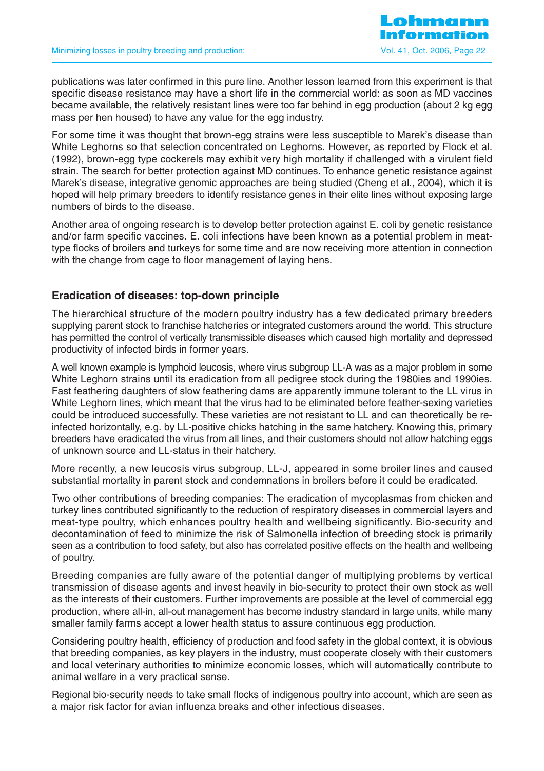publications was later confirmed in this pure line. Another lesson learned from this experiment is that specific disease resistance may have a short life in the commercial world: as soon as MD vaccines became available, the relatively resistant lines were too far behind in egg production (about 2 kg egg mass per hen housed) to have any value for the egg industry.

For some time it was thought that brown-egg strains were less susceptible to Marek's disease than White Leghorns so that selection concentrated on Leghorns. However, as reported by Flock et al. (1992), brown-egg type cockerels may exhibit very high mortality if challenged with a virulent field strain. The search for better protection against MD continues. To enhance genetic resistance against Marek's disease, integrative genomic approaches are being studied (Cheng et al., 2004), which it is hoped will help primary breeders to identify resistance genes in their elite lines without exposing large numbers of birds to the disease.

Another area of ongoing research is to develop better protection against E. coli by genetic resistance and/or farm specific vaccines. E. coli infections have been known as a potential problem in meat-type flocks of broilers and turkeys for some time and are now receiving more attention in connection with the change from cage to floor management of laying hens.

## Eradication of diseases: top-down principle

The hierarchical structure of the modern poultry industry has a few dedicated primary breeders supplying parent stock to franchise hatcheries or integrated customers around the world. This structure has permitted the control of vertically transmissible diseases which caused high mortality and depressed productivity of infected birds in former years.

A well known example is lymphoid leucosis, where virus subgroup LL-A was as a major problem in some White Leghorn strains until its eradication from all pedigree stock during the 1980ies and 1990ies. Fast feathering daughters of slow feathering dams are apparently immune tolerant to the LL virus in White Leghorn lines, which meant that the virus had to be eliminated before feather-sexing varieties could be introduced successfully. These varieties are not resistant to LL and can theoretically be re-infected horizontally, e.g. by LL-positive chicks hatching in the same hatchery. Knowing this, primary breeders have eradicated the virus from all lines, and their customers should not allow hatching eggs of unknown source and LL-status in their hatchery.

More recently, a new leucosis virus subgroup, LL-J, appeared in some broiler lines and caused substantial mortality in parent stock and condemnations in broilers before it could be eradicated.

Two other contributions of breeding companies: The eradication of mycoplasmas from chicken and turkey lines contributed significantly to the reduction of respiratory diseases in commercial layers and meat-type poultry, which enhances poultry health and wellbeing significantly. Bio-security and decontamination of feed to minimize the risk of Salmonella infection of breeding stock is primarily seen as a contribution to food safety, but also has correlated positive effects on the health and wellbeing of poultry.

Breeding companies are fully aware of the potential danger of multiplying problems by vertical transmission of disease agents and invest heavily in bio-security to protect their own stock as well as the interests of their customers. Further improvements are possible at the level of commercial egg production, where all-in, all-out management has become industry standard in large units, while many smaller family farms accept a lower health status to assure continuous egg production.

Considering poultry health, efficiency of production and food safety in the global context, it is obvious that breeding companies, as key players in the industry, must cooperate closely with their customers and local veterinary authorities to minimize economic losses, which will automatically contribute to animal welfare in a very practical sense.

Regional bio-security needs to take small flocks of indigenous poultry into account, which are seen as a major risk factor for avian influenza breaks and other infectious diseases.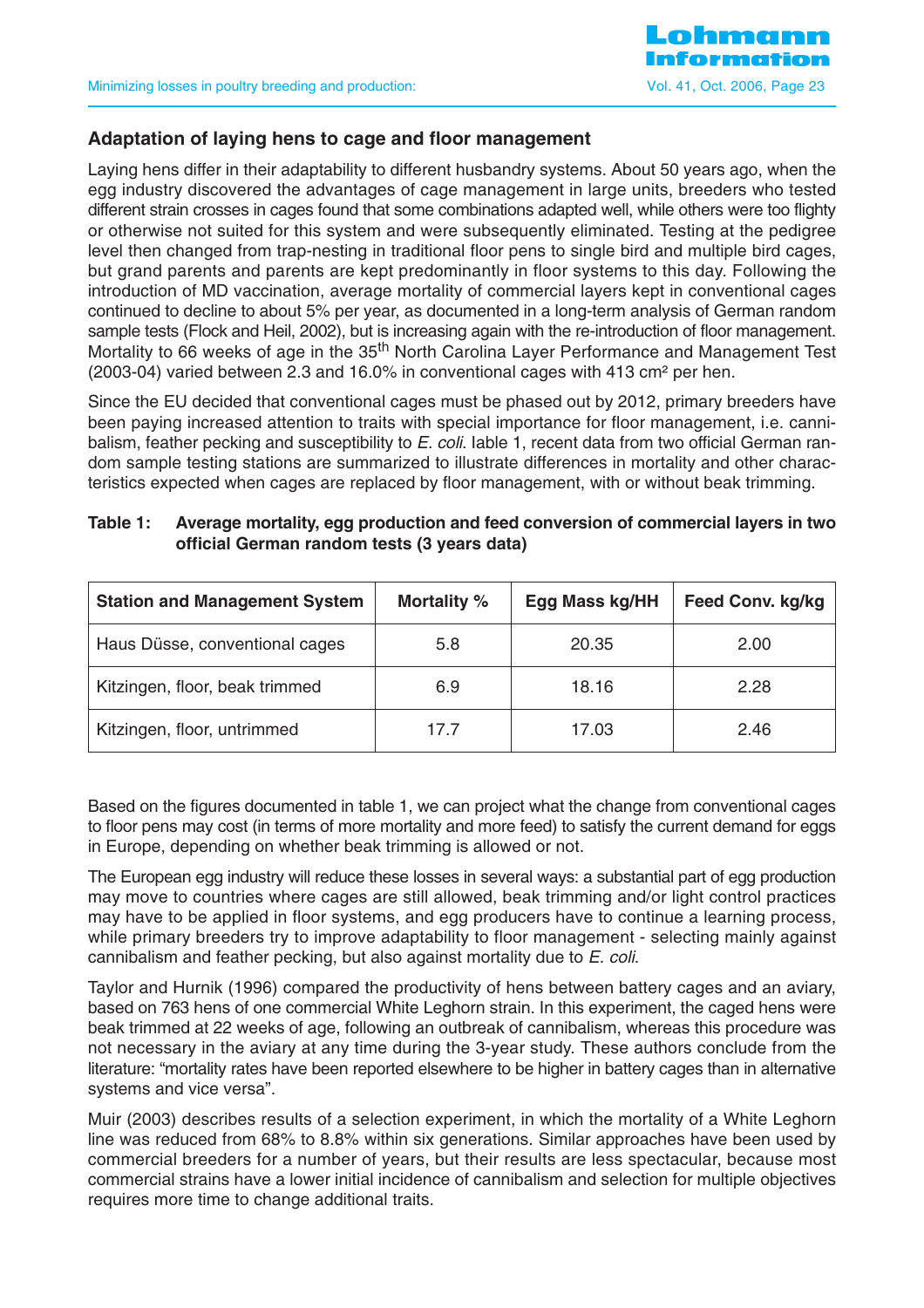## Adaptation of laying hens to cage and floor management

Laying hens differ in their adaptability to different husbandry systems. About 50 years ago, when the egg industry discovered the advantages of cage management in large units, breeders who tested different strain crosses in cages found that some combinations adapted well, while others were too flighty or otherwise not suited for this system and were subsequently eliminated. Testing at the pedigree level then changed from trap-nesting in traditional floor pens to single bird and multiple bird cages, but grand parents and parents are kept predominantly in floor systems to this day. Following the introduction of MD vaccination, average mortality of commercial layers kept in conventional cages continued to decline to about 5% per year, as documented in a long-term analysis of German random sample tests (Flock and Heil, 2002), but is increasing again with the re-introduction of floor management. Mortality to 66 weeks of age in the 35th North Carolina Layer Performance and Management Test (2003-04) varied between 2.3 and 16.0% in conventional cages with 413 cm² per hen.

Since the EU decided that conventional cages must be phased out by 2012, primary breeders have been paying increased attention to traits with special importance for floor management, i.e. cannibalism, feather pecking and susceptibility to *E. coli.* lable 1, recent data from two official German random sample testing stations are summarized to illustrate differences in mortality and other characteristics expected when cages are replaced by floor management, with or without beak trimming.

**Table 1: Average mortality, egg production and feed conversion of commercial layers in two official German random tests (3 years data)**

| Station and Management System | Mortality % | Egg Mass kg/HH | Feed Conv. kg/kg |
|---|---|---|---|
| Haus Düsse, conventional cages | 5.8 | 20.35 | 2.00 |
| Kitzingen, floor, beak trimmed | 6.9 | 18.16 | 2.28 |
| Kitzingen, floor, untrimmed | 17.7 | 17.03 | 2.46 |

Based on the figures documented in table 1, we can project what the change from conventional cages to floor pens may cost (in terms of more mortality and more feed) to satisfy the current demand for eggs in Europe, depending on whether beak trimming is allowed or not.

The European egg industry will reduce these losses in several ways: a substantial part of egg production may move to countries where cages are still allowed, beak trimming and/or light control practices may have to be applied in floor systems, and egg producers have to continue a learning process, while primary breeders try to improve adaptability to floor management - selecting mainly against cannibalism and feather pecking, but also against mortality due to *E. coli*.

Taylor and Hurnik (1996) compared the productivity of hens between battery cages and an aviary, based on 763 hens of one commercial White Leghorn strain. In this experiment, the caged hens were beak trimmed at 22 weeks of age, following an outbreak of cannibalism, whereas this procedure was not necessary in the aviary at any time during the 3-year study. These authors conclude from the literature: “mortality rates have been reported elsewhere to be higher in battery cages than in alternative systems and vice versa”.

Muir (2003) describes results of a selection experiment, in which the mortality of a White Leghorn line was reduced from 68% to 8.8% within six generations. Similar approaches have been used by commercial breeders for a number of years, but their results are less spectacular, because most commercial strains have a lower initial incidence of cannibalism and selection for multiple objectives requires more time to change additional traits.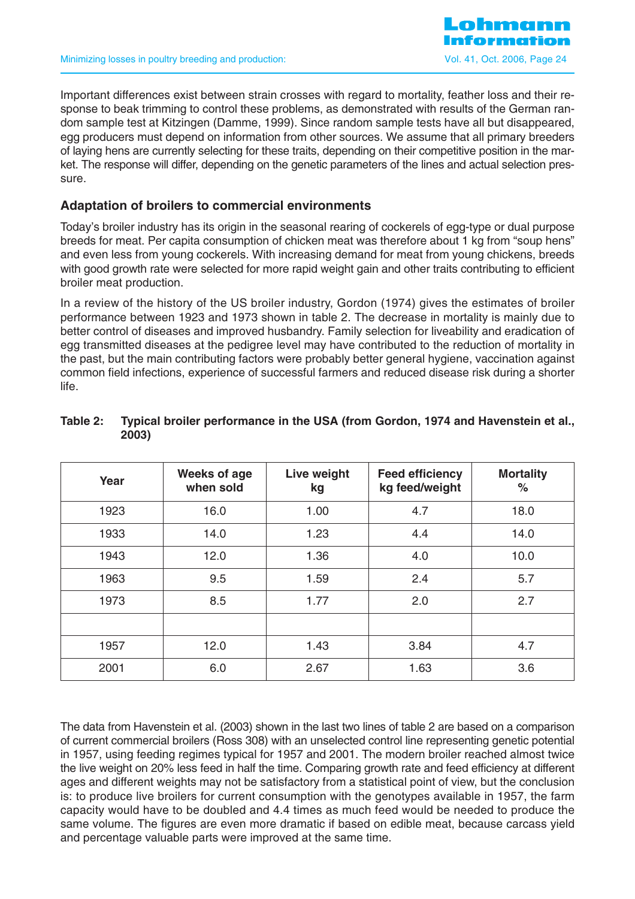Important differences exist between strain crosses with regard to mortality, feather loss and their response to beak trimming to control these problems, as demonstrated with results of the German random sample test at Kitzingen (Damme, 1999). Since random sample tests have all but disappeared, egg producers must depend on information from other sources. We assume that all primary breeders of laying hens are currently selecting for these traits, depending on their competitive position in the market. The response will differ, depending on the genetic parameters of the lines and actual selection pressure.

### Adaptation of broilers to commercial environments

Today's broiler industry has its origin in the seasonal rearing of cockerels of egg-type or dual purpose breeds for meat. Per capita consumption of chicken meat was therefore about 1 kg from "soup hens" and even less from young cockerels. With increasing demand for meat from young chickens, breeds with good growth rate were selected for more rapid weight gain and other traits contributing to efficient broiler meat production.

In a review of the history of the US broiler industry, Gordon (1974) gives the estimates of broiler performance between 1923 and 1973 shown in table 2. The decrease in mortality is mainly due to better control of diseases and improved husbandry. Family selection for liveability and eradication of egg transmitted diseases at the pedigree level may have contributed to the reduction of mortality in the past, but the main contributing factors were probably better general hygiene, vaccination against common field infections, experience of successful farmers and reduced disease risk during a shorter life.

**Table 2: Typical broiler performance in the USA (from Gordon, 1974 and Havenstein et al., 2003)**

| Year | Weeks of age when sold | Live weight kg | Feed efficiency kg feed/weight | Mortality % |
|---|---|---|---|---|
| 1923 | 16.0 | 1.00 | 4.7 | 18.0 |
| 1933 | 14.0 | 1.23 | 4.4 | 14.0 |
| 1943 | 12.0 | 1.36 | 4.0 | 10.0 |
| 1963 | 9.5 | 1.59 | 2.4 | 5.7 |
| 1973 | 8.5 | 1.77 | 2.0 | 2.7 |
| | | | | |
| 1957 | 12.0 | 1.43 | 3.84 | 4.7 |
| 2001 | 6.0 | 2.67 | 1.63 | 3.6 |

The data from Havenstein et al. (2003) shown in the last two lines of table 2 are based on a comparison of current commercial broilers (Ross 308) with an unselected control line representing genetic potential in 1957, using feeding regimes typical for 1957 and 2001. The modern broiler reached almost twice the live weight on 20% less feed in half the time. Comparing growth rate and feed efficiency at different ages and different weights may not be satisfactory from a statistical point of view, but the conclusion is: to produce live broilers for current consumption with the genotypes available in 1957, the farm capacity would have to be doubled and 4.4 times as much feed would be needed to produce the same volume. The figures are even more dramatic if based on edible meat, because carcass yield and percentage valuable parts were improved at the same time.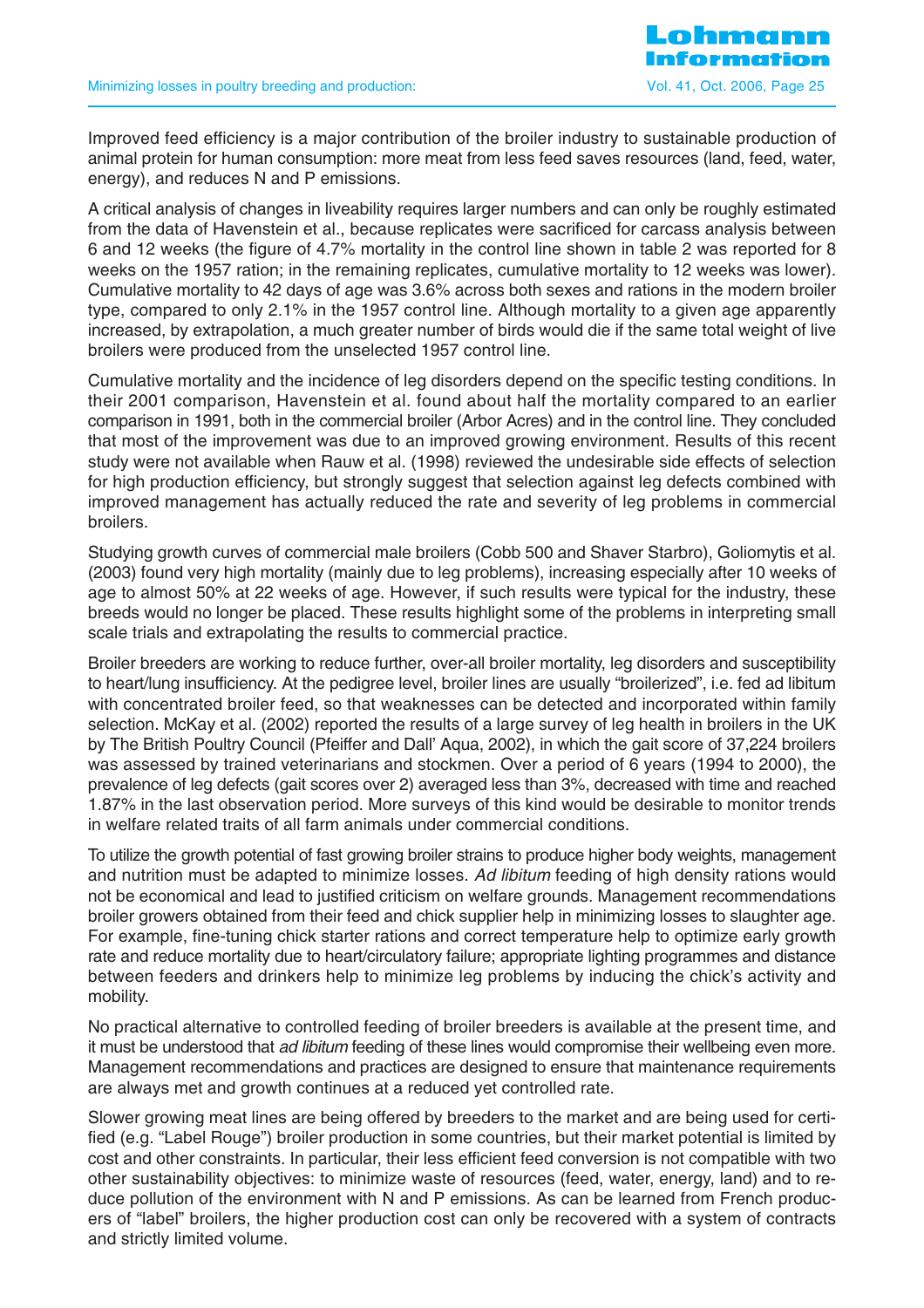Improved feed efficiency is a major contribution of the broiler industry to sustainable production of animal protein for human consumption: more meat from less feed saves resources (land, feed, water, energy), and reduces N and P emissions.

A critical analysis of changes in liveability requires larger numbers and can only be roughly estimated from the data of Havenstein et al., because replicates were sacrificed for carcass analysis between 6 and 12 weeks (the figure of 4.7% mortality in the control line shown in table 2 was reported for 8 weeks on the 1957 ration; in the remaining replicates, cumulative mortality to 12 weeks was lower). Cumulative mortality to 42 days of age was 3.6% across both sexes and rations in the modern broiler type, compared to only 2.1% in the 1957 control line. Although mortality to a given age apparently increased, by extrapolation, a much greater number of birds would die if the same total weight of live broilers were produced from the unselected 1957 control line.

Cumulative mortality and the incidence of leg disorders depend on the specific testing conditions. In their 2001 comparison, Havenstein et al. found about half the mortality compared to an earlier comparison in 1991, both in the commercial broiler (Arbor Acres) and in the control line. They concluded that most of the improvement was due to an improved growing environment. Results of this recent study were not available when Rauw et al. (1998) reviewed the undesirable side effects of selection for high production efficiency, but strongly suggest that selection against leg defects combined with improved management has actually reduced the rate and severity of leg problems in commercial broilers.

Studying growth curves of commercial male broilers (Cobb 500 and Shaver Starbro), Goliomytis et al. (2003) found very high mortality (mainly due to leg problems), increasing especially after 10 weeks of age to almost 50% at 22 weeks of age. However, if such results were typical for the industry, these breeds would no longer be placed. These results highlight some of the problems in interpreting small scale trials and extrapolating the results to commercial practice.

Broiler breeders are working to reduce further, over-all broiler mortality, leg disorders and susceptibility to heart/lung insufficiency. At the pedigree level, broiler lines are usually "broilerized", i.e. fed ad libitum with concentrated broiler feed, so that weaknesses can be detected and incorporated within family selection. McKay et al. (2002) reported the results of a large survey of leg health in broilers in the UK by The British Poultry Council (Pfeiffer and Dall' Aqua, 2002), in which the gait score of 37,224 broilers was assessed by trained veterinarians and stockmen. Over a period of 6 years (1994 to 2000), the prevalence of leg defects (gait scores over 2) averaged less than 3%, decreased with time and reached 1.87% in the last observation period. More surveys of this kind would be desirable to monitor trends in welfare related traits of all farm animals under commercial conditions.

To utilize the growth potential of fast growing broiler strains to produce higher body weights, management and nutrition must be adapted to minimize losses. *Ad libitum* feeding of high density rations would not be economical and lead to justified criticism on welfare grounds. Management recommendations broiler growers obtained from their feed and chick supplier help in minimizing losses to slaughter age. For example, fine-tuning chick starter rations and correct temperature help to optimize early growth rate and reduce mortality due to heart/circulatory failure; appropriate lighting programmes and distance between feeders and drinkers help to minimize leg problems by inducing the chick's activity and mobility.

No practical alternative to controlled feeding of broiler breeders is available at the present time, and it must be understood that *ad libitum* feeding of these lines would compromise their wellbeing even more. Management recommendations and practices are designed to ensure that maintenance requirements are always met and growth continues at a reduced yet controlled rate.

Slower growing meat lines are being offered by breeders to the market and are being used for certified (e.g. "Label Rouge") broiler production in some countries, but their market potential is limited by cost and other constraints. In particular, their less efficient feed conversion is not compatible with two other sustainability objectives: to minimize waste of resources (feed, water, energy, land) and to reduce pollution of the environment with N and P emissions. As can be learned from French producers of "label" broilers, the higher production cost can only be recovered with a system of contracts and strictly limited volume.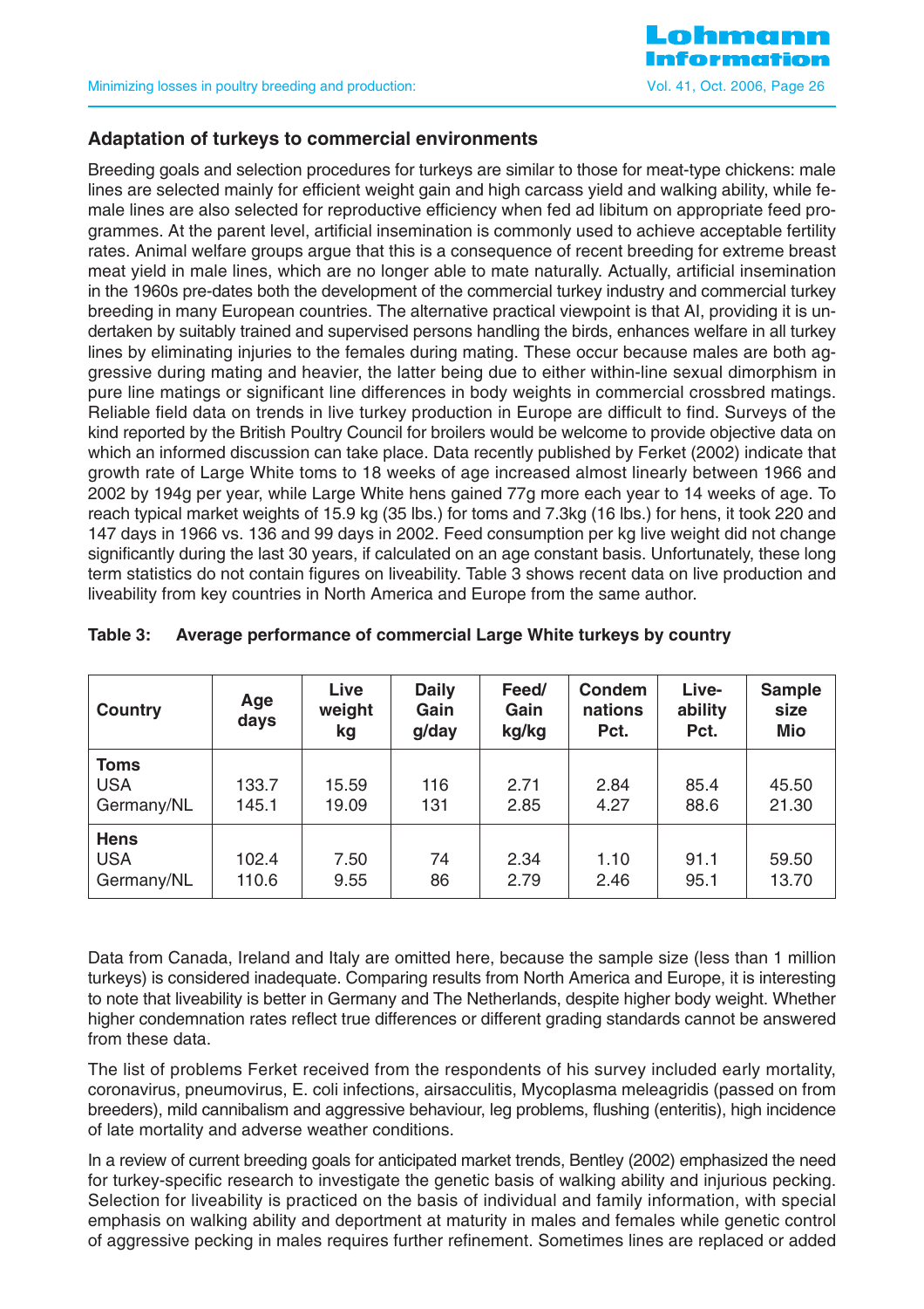## Adaptation of turkeys to commercial environments

Breeding goals and selection procedures for turkeys are similar to those for meat-type chickens: male lines are selected mainly for efficient weight gain and high carcass yield and walking ability, while female lines are also selected for reproductive efficiency when fed ad libitum on appropriate feed programmes. At the parent level, artificial insemination is commonly used to achieve acceptable fertility rates. Animal welfare groups argue that this is a consequence of recent breeding for extreme breast meat yield in male lines, which are no longer able to mate naturally. Actually, artificial insemination in the 1960s pre-dates both the development of the commercial turkey industry and commercial turkey breeding in many European countries. The alternative practical viewpoint is that AI, providing it is undertaken by suitably trained and supervised persons handling the birds, enhances welfare in all turkey lines by eliminating injuries to the females during mating. These occur because males are both aggressive during mating and heavier, the latter being due to either within-line sexual dimorphism in pure line matings or significant line differences in body weights in commercial crossbred matings. Reliable field data on trends in live turkey production in Europe are difficult to find. Surveys of the kind reported by the British Poultry Council for broilers would be welcome to provide objective data on which an informed discussion can take place. Data recently published by Ferket (2002) indicate that growth rate of Large White toms to 18 weeks of age increased almost linearly between 1966 and 2002 by 194g per year, while Large White hens gained 77g more each year to 14 weeks of age. To reach typical market weights of 15.9 kg (35 lbs.) for toms and 7.3kg (16 lbs.) for hens, it took 220 and 147 days in 1966 vs. 136 and 99 days in 2002. Feed consumption per kg live weight did not change significantly during the last 30 years, if calculated on an age constant basis. Unfortunately, these long term statistics do not contain figures on liveability. Table 3 shows recent data on live production and liveability from key countries in North America and Europe from the same author.

**Table 3: Average performance of commercial Large White turkeys by country**

| Country | Age days | Live weight kg | Daily Gain g/day | Feed/ Gain kg/kg | Condem nations Pct. | Live-ability Pct. | Sample size Mio |
|---|---|---|---|---|---|---|---|
| **Toms** | | | | | | | |
| USA | 133.7 | 15.59 | 116 | 2.71 | 2.84 | 85.4 | 45.50 |
| Germany/NL | 145.1 | 19.09 | 131 | 2.85 | 4.27 | 88.6 | 21.30 |
| **Hens** | | | | | | | |
| USA | 102.4 | 7.50 | 74 | 2.34 | 1.10 | 91.1 | 59.50 |
| Germany/NL | 110.6 | 9.55 | 86 | 2.79 | 2.46 | 95.1 | 13.70 |

Data from Canada, Ireland and Italy are omitted here, because the sample size (less than 1 million turkeys) is considered inadequate. Comparing results from North America and Europe, it is interesting to note that liveability is better in Germany and The Netherlands, despite higher body weight. Whether higher condemnation rates reflect true differences or different grading standards cannot be answered from these data.

The list of problems Ferket received from the respondents of his survey included early mortality, coronavirus, pneumovirus, E. coli infections, airsacculitis, Mycoplasma meleagridis (passed on from breeders), mild cannibalism and aggressive behaviour, leg problems, flushing (enteritis), high incidence of late mortality and adverse weather conditions.

In a review of current breeding goals for anticipated market trends, Bentley (2002) emphasized the need for turkey-specific research to investigate the genetic basis of walking ability and injurious pecking. Selection for liveability is practiced on the basis of individual and family information, with special emphasis on walking ability and deportment at maturity in males and females while genetic control of aggressive pecking in males requires further refinement. Sometimes lines are replaced or added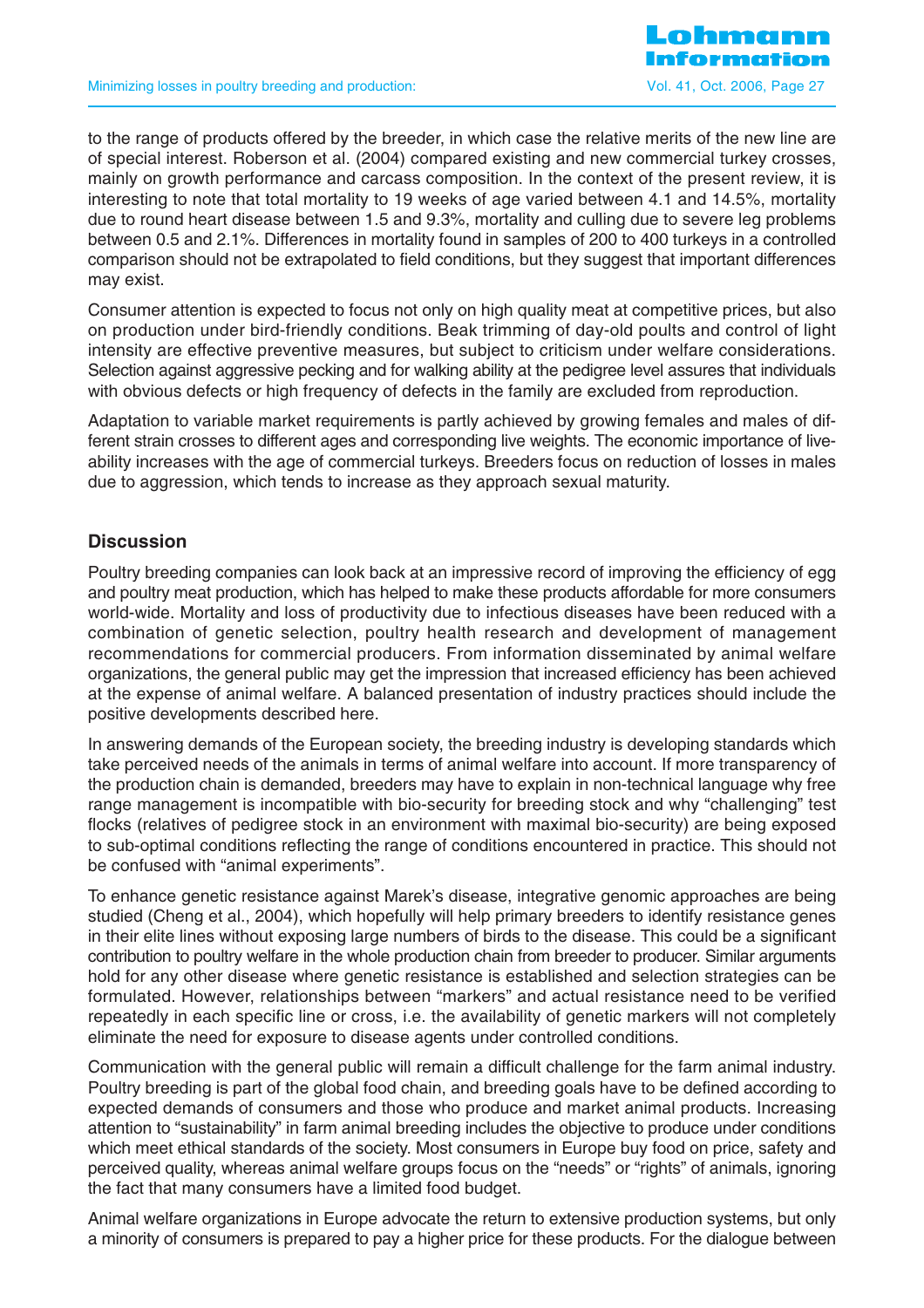to the range of products offered by the breeder, in which case the relative merits of the new line are of special interest. Roberson et al. (2004) compared existing and new commercial turkey crosses, mainly on growth performance and carcass composition. In the context of the present review, it is interesting to note that total mortality to 19 weeks of age varied between 4.1 and 14.5%, mortality due to round heart disease between 1.5 and 9.3%, mortality and culling due to severe leg problems between 0.5 and 2.1%. Differences in mortality found in samples of 200 to 400 turkeys in a controlled comparison should not be extrapolated to field conditions, but they suggest that important differences may exist.

Consumer attention is expected to focus not only on high quality meat at competitive prices, but also on production under bird-friendly conditions. Beak trimming of day-old poults and control of light intensity are effective preventive measures, but subject to criticism under welfare considerations. Selection against aggressive pecking and for walking ability at the pedigree level assures that individuals with obvious defects or high frequency of defects in the family are excluded from reproduction.

Adaptation to variable market requirements is partly achieved by growing females and males of different strain crosses to different ages and corresponding live weights. The economic importance of liveability increases with the age of commercial turkeys. Breeders focus on reduction of losses in males due to aggression, which tends to increase as they approach sexual maturity.

## Discussion

Poultry breeding companies can look back at an impressive record of improving the efficiency of egg and poultry meat production, which has helped to make these products affordable for more consumers world-wide. Mortality and loss of productivity due to infectious diseases have been reduced with a combination of genetic selection, poultry health research and development of management recommendations for commercial producers. From information disseminated by animal welfare organizations, the general public may get the impression that increased efficiency has been achieved at the expense of animal welfare. A balanced presentation of industry practices should include the positive developments described here.

In answering demands of the European society, the breeding industry is developing standards which take perceived needs of the animals in terms of animal welfare into account. If more transparency of the production chain is demanded, breeders may have to explain in non-technical language why free range management is incompatible with bio-security for breeding stock and why "challenging" test flocks (relatives of pedigree stock in an environment with maximal bio-security) are being exposed to sub-optimal conditions reflecting the range of conditions encountered in practice. This should not be confused with "animal experiments".

To enhance genetic resistance against Marek's disease, integrative genomic approaches are being studied (Cheng et al., 2004), which hopefully will help primary breeders to identify resistance genes in their elite lines without exposing large numbers of birds to the disease. This could be a significant contribution to poultry welfare in the whole production chain from breeder to producer. Similar arguments hold for any other disease where genetic resistance is established and selection strategies can be formulated. However, relationships between "markers" and actual resistance need to be verified repeatedly in each specific line or cross, i.e. the availability of genetic markers will not completely eliminate the need for exposure to disease agents under controlled conditions.

Communication with the general public will remain a difficult challenge for the farm animal industry. Poultry breeding is part of the global food chain, and breeding goals have to be defined according to expected demands of consumers and those who produce and market animal products. Increasing attention to "sustainability" in farm animal breeding includes the objective to produce under conditions which meet ethical standards of the society. Most consumers in Europe buy food on price, safety and perceived quality, whereas animal welfare groups focus on the "needs" or "rights" of animals, ignoring the fact that many consumers have a limited food budget.

Animal welfare organizations in Europe advocate the return to extensive production systems, but only a minority of consumers is prepared to pay a higher price for these products. For the dialogue between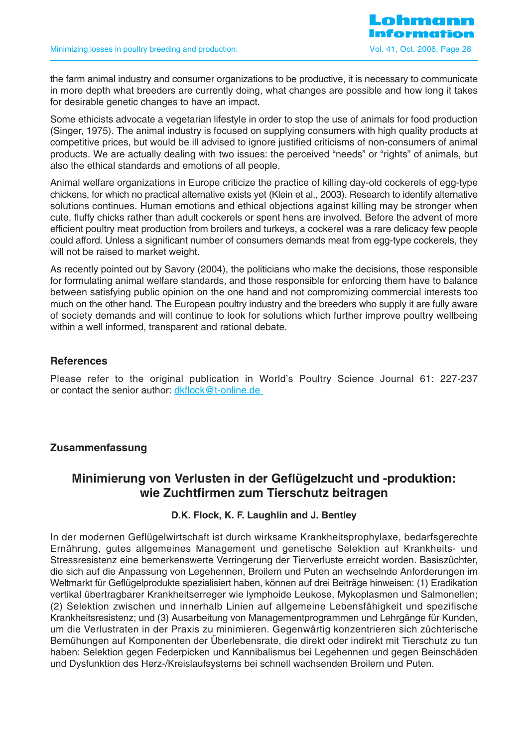the farm animal industry and consumer organizations to be productive, it is necessary to communicate in more depth what breeders are currently doing, what changes are possible and how long it takes for desirable genetic changes to have an impact.

Some ethicists advocate a vegetarian lifestyle in order to stop the use of animals for food production (Singer, 1975). The animal industry is focused on supplying consumers with high quality products at competitive prices, but would be ill advised to ignore justified criticisms of non-consumers of animal products. We are actually dealing with two issues: the perceived "needs" or "rights" of animals, but also the ethical standards and emotions of all people.

Animal welfare organizations in Europe criticize the practice of killing day-old cockerels of egg-type chickens, for which no practical alternative exists yet (Klein et al., 2003). Research to identify alternative solutions continues. Human emotions and ethical objections against killing may be stronger when cute, fluffy chicks rather than adult cockerels or spent hens are involved. Before the advent of more efficient poultry meat production from broilers and turkeys, a cockerel was a rare delicacy few people could afford. Unless a significant number of consumers demands meat from egg-type cockerels, they will not be raised to market weight.

As recently pointed out by Savory (2004), the politicians who make the decisions, those responsible for formulating animal welfare standards, and those responsible for enforcing them have to balance between satisfying public opinion on the one hand and not compromizing commercial interests too much on the other hand. The European poultry industry and the breeders who supply it are fully aware of society demands and will continue to look for solutions which further improve poultry wellbeing within a well informed, transparent and rational debate.

### References

Please refer to the original publication in World's Poultry Science Journal 61: 227-237 or contact the senior author: dkflock@t-online.de

### Zusammenfassung

## Minimierung von Verlusten in der Geflügelzucht und -produktion: wie Zuchtfirmen zum Tierschutz beitragen

**D.K. Flock, K. F. Laughlin and J. Bentley**

In der modernen Geflügelwirtschaft ist durch wirksame Krankheitsprophylaxe, bedarfsgerechte Ernährung, gutes allgemeines Management und genetische Selektion auf Krankheits- und Stressresistenz eine bemerkenswerte Verringerung der Tierverluste erreicht worden. Basiszüchter, die sich auf die Anpassung von Legehennen, Broilern und Puten an wechselnde Anforderungen im Weltmarkt für Geflügelprodukte spezialisiert haben, können auf drei Beiträge hinweisen: (1) Eradikation vertikal übertragbarer Krankheitserreger wie lymphoide Leukose, Mykoplasmen und Salmonellen; (2) Selektion zwischen und innerhalb Linien auf allgemeine Lebensfähigkeit und spezifische Krankheitsresistenz; und (3) Ausarbeitung von Managementprogrammen und Lehrgänge für Kunden, um die Verlustraten in der Praxis zu minimieren. Gegenwärtig konzentrieren sich züchterische Bemühungen auf Komponenten der Überlebensrate, die direkt oder indirekt mit Tierschutz zu tun haben: Selektion gegen Federpicken und Kannibalismus bei Legehennen und gegen Beinschäden und Dysfunktion des Herz-/Kreislaufsystems bei schnell wachsenden Broilern und Puten.